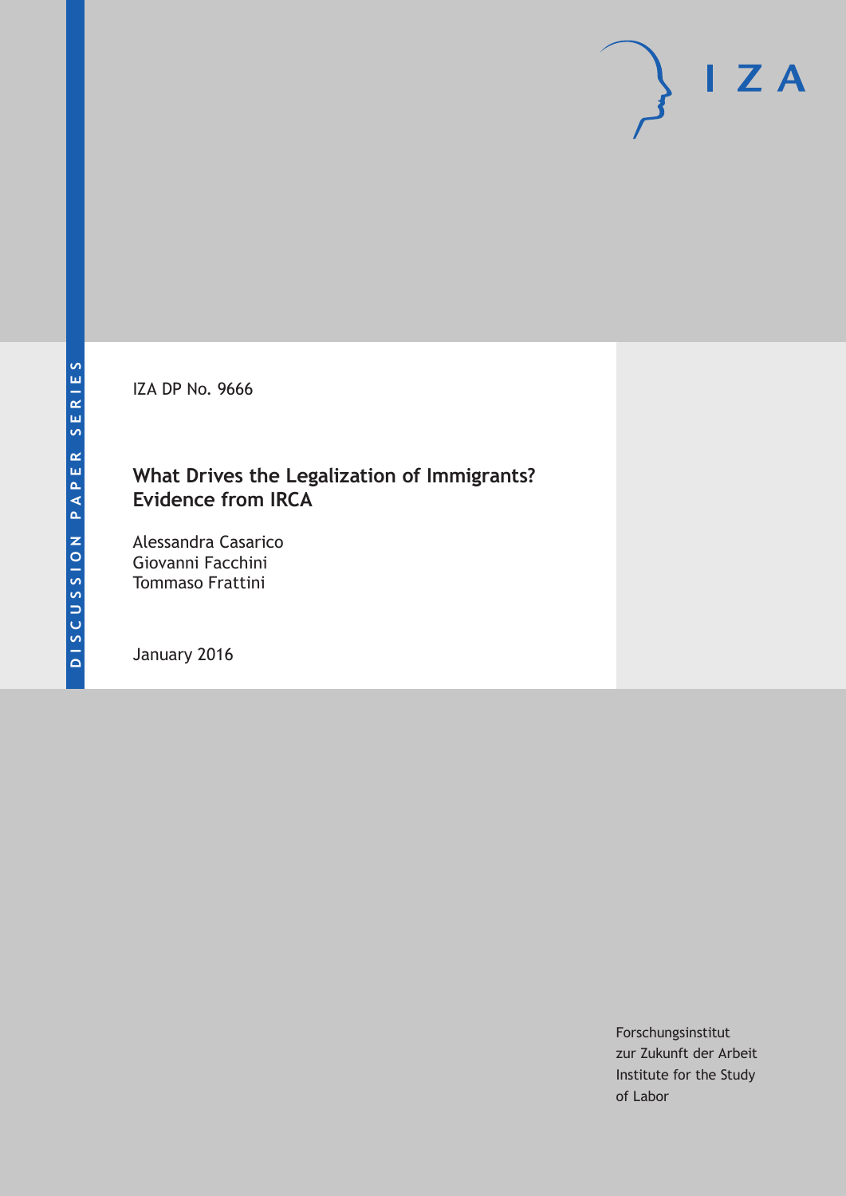DISCUSSION PAPER SERIES

IZA DP No. 9666

# What Drives the Legalization of Immigrants? Evidence from IRCA

Alessandra Casarico
Giovanni Facchini
Tommaso Frattini

January 2016

Forschungsinstitut
zur Zukunft der Arbeit
Institute for the Study
of Labor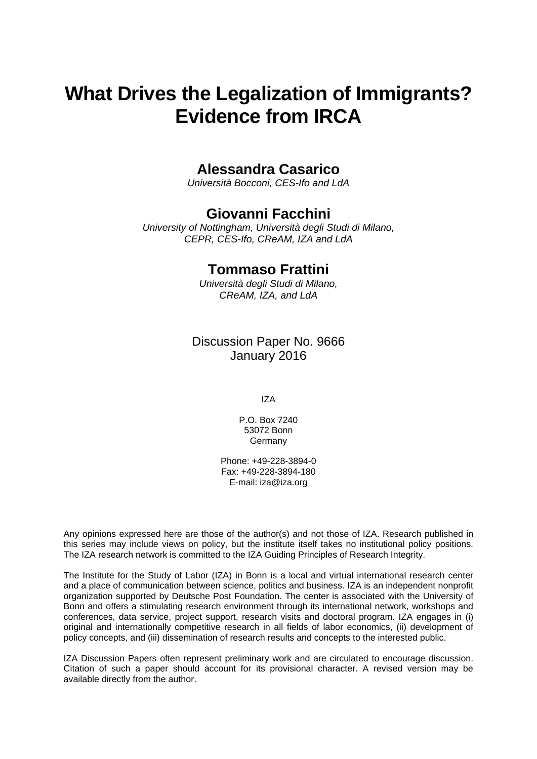# What Drives the Legalization of Immigrants? Evidence from IRCA

**Alessandra Casarico**

*Università Bocconi, CES-Ifo and LdA*

**Giovanni Facchini**

*University of Nottingham, Università degli Studi di Milano, CEPR, CES-Ifo, CReAM, IZA and LdA*

**Tommaso Frattini**

*Università degli Studi di Milano, CReAM, IZA, and LdA*

Discussion Paper No. 9666
January 2016

IZA

P.O. Box 7240
53072 Bonn
Germany

Phone: +49-228-3894-0
Fax: +49-228-3894-180
E-mail: iza@iza.org

Any opinions expressed here are those of the author(s) and not those of IZA. Research published in this series may include views on policy, but the institute itself takes no institutional policy positions. The IZA research network is committed to the IZA Guiding Principles of Research Integrity.

The Institute for the Study of Labor (IZA) in Bonn is a local and virtual international research center and a place of communication between science, politics and business. IZA is an independent nonprofit organization supported by Deutsche Post Foundation. The center is associated with the University of Bonn and offers a stimulating research environment through its international network, workshops and conferences, data service, project support, research visits and doctoral program. IZA engages in (i) original and internationally competitive research in all fields of labor economics, (ii) development of policy concepts, and (iii) dissemination of research results and concepts to the interested public.

IZA Discussion Papers often represent preliminary work and are circulated to encourage discussion. Citation of such a paper should account for its provisional character. A revised version may be available directly from the author.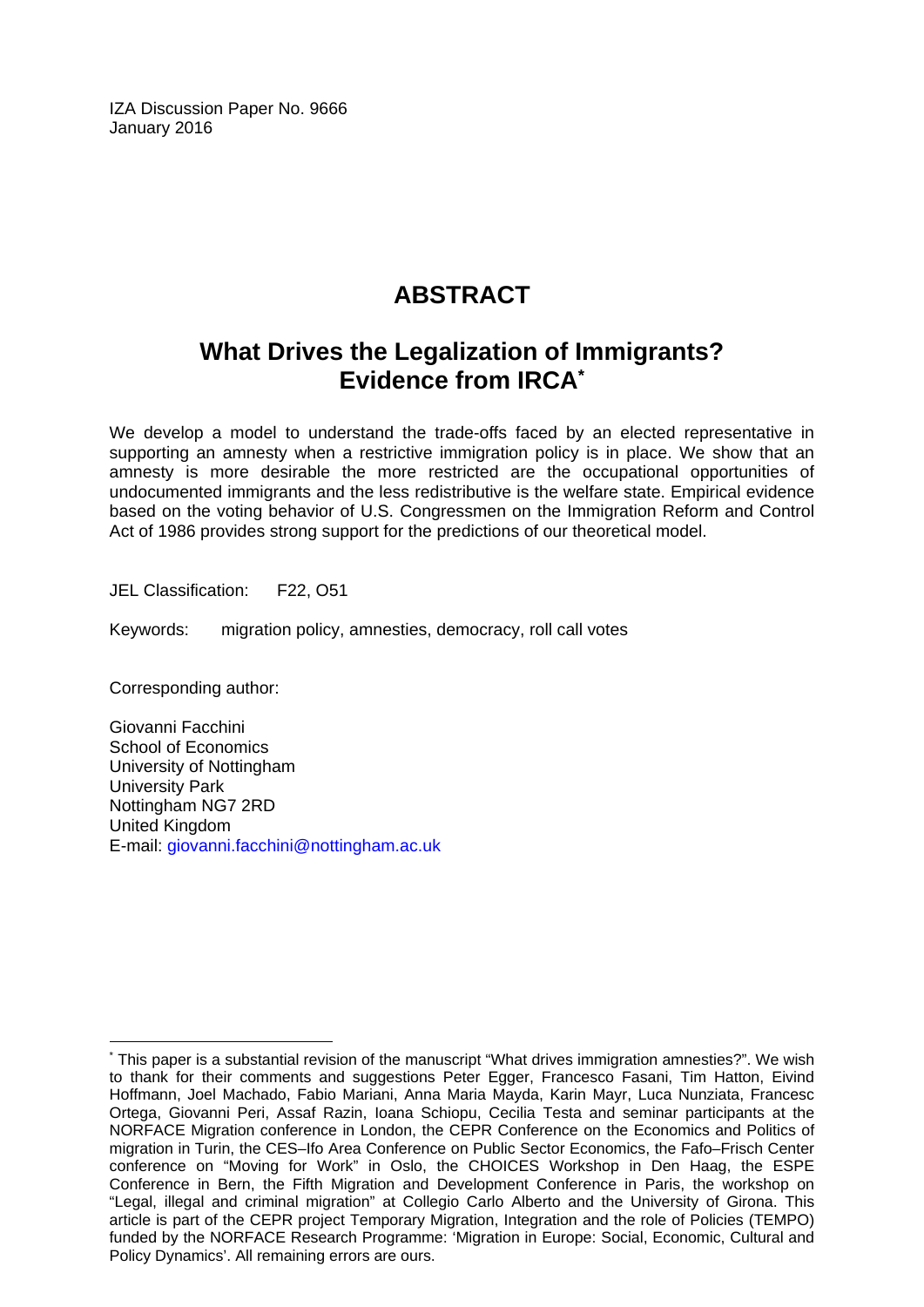IZA Discussion Paper No. 9666
January 2016

# ABSTRACT

## What Drives the Legalization of Immigrants? Evidence from IRCA*

We develop a model to understand the trade-offs faced by an elected representative in supporting an amnesty when a restrictive immigration policy is in place. We show that an amnesty is more desirable the more restricted are the occupational opportunities of undocumented immigrants and the less redistributive is the welfare state. Empirical evidence based on the voting behavior of U.S. Congressmen on the Immigration Reform and Control Act of 1986 provides strong support for the predictions of our theoretical model.

JEL Classification: F22, O51

Keywords: migration policy, amnesties, democracy, roll call votes

Corresponding author:

Giovanni Facchini
School of Economics
University of Nottingham
University Park
Nottingham NG7 2RD
United Kingdom
E-mail: giovanni.facchini@nottingham.ac.uk

---

* This paper is a substantial revision of the manuscript "What drives immigration amnesties?". We wish to thank for their comments and suggestions Peter Egger, Francesco Fasani, Tim Hatton, Eivind Hoffmann, Joel Machado, Fabio Mariani, Anna Maria Mayda, Karin Mayr, Luca Nunziata, Francesc Ortega, Giovanni Peri, Assaf Razin, Ioana Schiopu, Cecilia Testa and seminar participants at the NORFACE Migration conference in London, the CEPR Conference on the Economics and Politics of migration in Turin, the CES–Ifo Area Conference on Public Sector Economics, the Fafo–Frisch Center conference on "Moving for Work" in Oslo, the CHOICES Workshop in Den Haag, the ESPE Conference in Bern, the Fifth Migration and Development Conference in Paris, the workshop on "Legal, illegal and criminal migration" at Collegio Carlo Alberto and the University of Girona. This article is part of the CEPR project Temporary Migration, Integration and the role of Policies (TEMPO) funded by the NORFACE Research Programme: 'Migration in Europe: Social, Economic, Cultural and Policy Dynamics'. All remaining errors are ours.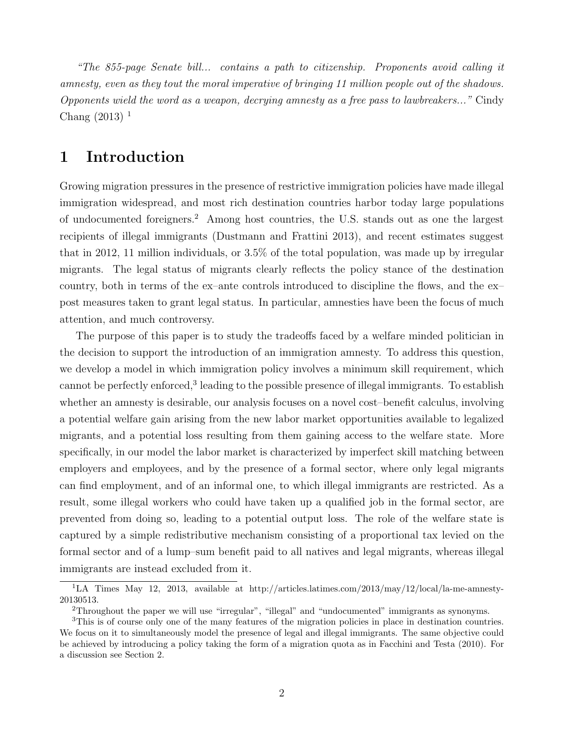*"The 855-page Senate bill... contains a path to citizenship. Proponents avoid calling it amnesty, even as they tout the moral imperative of bringing 11 million people out of the shadows. Opponents wield the word as a weapon, decrying amnesty as a free pass to lawbreakers..."* Cindy Chang (2013) [1]

# 1 Introduction

Growing migration pressures in the presence of restrictive immigration policies have made illegal immigration widespread, and most rich destination countries harbor today large populations of undocumented foreigners.[2] Among host countries, the U.S. stands out as one the largest recipients of illegal immigrants (Dustmann and Frattini 2013), and recent estimates suggest that in 2012, 11 million individuals, or 3.5% of the total population, was made up by irregular migrants. The legal status of migrants clearly reflects the policy stance of the destination country, both in terms of the ex–ante controls introduced to discipline the flows, and the ex–post measures taken to grant legal status. In particular, amnesties have been the focus of much attention, and much controversy.

The purpose of this paper is to study the tradeoffs faced by a welfare minded politician in the decision to support the introduction of an immigration amnesty. To address this question, we develop a model in which immigration policy involves a minimum skill requirement, which cannot be perfectly enforced,[3] leading to the possible presence of illegal immigrants. To establish whether an amnesty is desirable, our analysis focuses on a novel cost–benefit calculus, involving a potential welfare gain arising from the new labor market opportunities available to legalized migrants, and a potential loss resulting from them gaining access to the welfare state. More specifically, in our model the labor market is characterized by imperfect skill matching between employers and employees, and by the presence of a formal sector, where only legal migrants can find employment, and of an informal one, to which illegal immigrants are restricted. As a result, some illegal workers who could have taken up a qualified job in the formal sector, are prevented from doing so, leading to a potential output loss. The role of the welfare state is captured by a simple redistributive mechanism consisting of a proportional tax levied on the formal sector and of a lump–sum benefit paid to all natives and legal migrants, whereas illegal immigrants are instead excluded from it.

[1] LA Times May 12, 2013, available at http://articles.latimes.com/2013/may/12/local/la-me-amnesty-20130513.

[2] Throughout the paper we will use "irregular", "illegal" and "undocumented" immigrants as synonyms.

[3] This is of course only one of the many features of the migration policies in place in destination countries. We focus on it to simultaneously model the presence of legal and illegal immigrants. The same objective could be achieved by introducing a policy taking the form of a migration quota as in Facchini and Testa (2010). For a discussion see Section 2.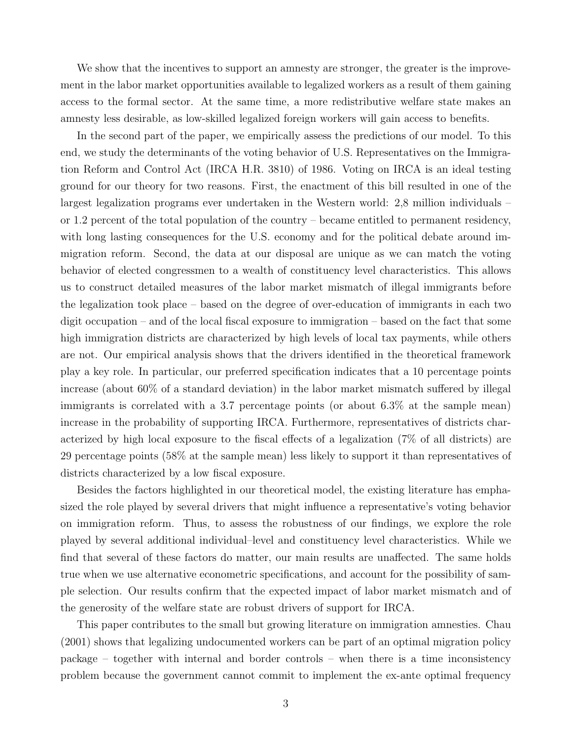We show that the incentives to support an amnesty are stronger, the greater is the improvement in the labor market opportunities available to legalized workers as a result of them gaining access to the formal sector. At the same time, a more redistributive welfare state makes an amnesty less desirable, as low-skilled legalized foreign workers will gain access to benefits.

In the second part of the paper, we empirically assess the predictions of our model. To this end, we study the determinants of the voting behavior of U.S. Representatives on the Immigration Reform and Control Act (IRCA H.R. 3810) of 1986. Voting on IRCA is an ideal testing ground for our theory for two reasons. First, the enactment of this bill resulted in one of the largest legalization programs ever undertaken in the Western world: 2,8 million individuals – or 1.2 percent of the total population of the country – became entitled to permanent residency, with long lasting consequences for the U.S. economy and for the political debate around immigration reform. Second, the data at our disposal are unique as we can match the voting behavior of elected congressmen to a wealth of constituency level characteristics. This allows us to construct detailed measures of the labor market mismatch of illegal immigrants before the legalization took place – based on the degree of over-education of immigrants in each two digit occupation – and of the local fiscal exposure to immigration – based on the fact that some high immigration districts are characterized by high levels of local tax payments, while others are not. Our empirical analysis shows that the drivers identified in the theoretical framework play a key role. In particular, our preferred specification indicates that a 10 percentage points increase (about 60% of a standard deviation) in the labor market mismatch suffered by illegal immigrants is correlated with a 3.7 percentage points (or about 6.3% at the sample mean) increase in the probability of supporting IRCA. Furthermore, representatives of districts characterized by high local exposure to the fiscal effects of a legalization (7% of all districts) are 29 percentage points (58% at the sample mean) less likely to support it than representatives of districts characterized by a low fiscal exposure.

Besides the factors highlighted in our theoretical model, the existing literature has emphasized the role played by several drivers that might influence a representative's voting behavior on immigration reform. Thus, to assess the robustness of our findings, we explore the role played by several additional individual–level and constituency level characteristics. While we find that several of these factors do matter, our main results are unaffected. The same holds true when we use alternative econometric specifications, and account for the possibility of sample selection. Our results confirm that the expected impact of labor market mismatch and of the generosity of the welfare state are robust drivers of support for IRCA.

This paper contributes to the small but growing literature on immigration amnesties. Chau (2001) shows that legalizing undocumented workers can be part of an optimal migration policy package – together with internal and border controls – when there is a time inconsistency problem because the government cannot commit to implement the ex-ante optimal frequency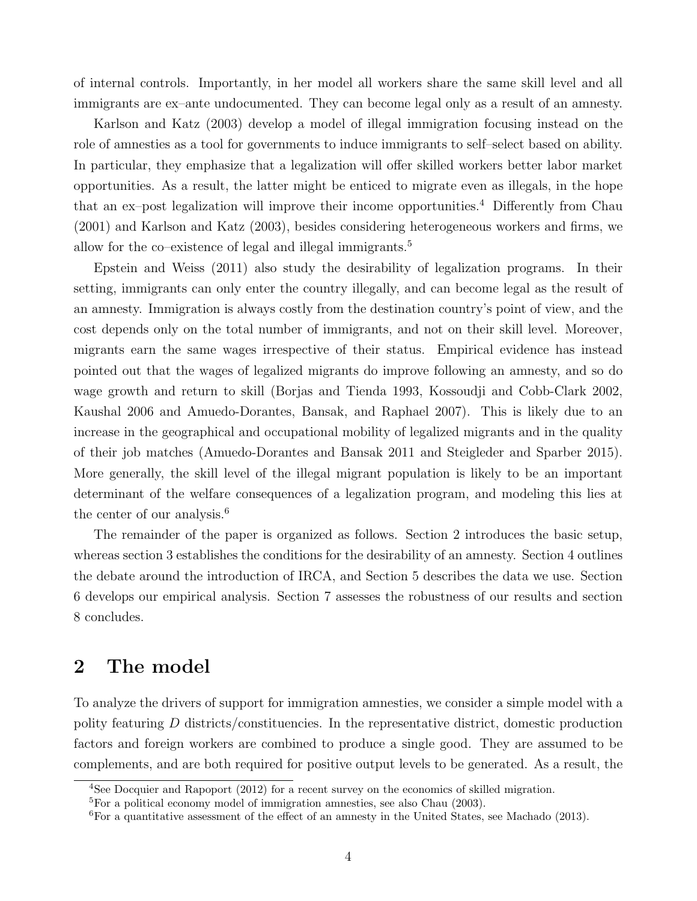of internal controls. Importantly, in her model all workers share the same skill level and all immigrants are ex–ante undocumented. They can become legal only as a result of an amnesty.

Karlson and Katz (2003) develop a model of illegal immigration focusing instead on the role of amnesties as a tool for governments to induce immigrants to self–select based on ability. In particular, they emphasize that a legalization will offer skilled workers better labor market opportunities. As a result, the latter might be enticed to migrate even as illegals, in the hope that an ex–post legalization will improve their income opportunities.[4] Differently from Chau (2001) and Karlson and Katz (2003), besides considering heterogeneous workers and firms, we allow for the co–existence of legal and illegal immigrants.[5]

Epstein and Weiss (2011) also study the desirability of legalization programs. In their setting, immigrants can only enter the country illegally, and can become legal as the result of an amnesty. Immigration is always costly from the destination country's point of view, and the cost depends only on the total number of immigrants, and not on their skill level. Moreover, migrants earn the same wages irrespective of their status. Empirical evidence has instead pointed out that the wages of legalized migrants do improve following an amnesty, and so do wage growth and return to skill (Borjas and Tienda 1993, Kossoudji and Cobb-Clark 2002, Kaushal 2006 and Amuedo-Dorantes, Bansak, and Raphael 2007). This is likely due to an increase in the geographical and occupational mobility of legalized migrants and in the quality of their job matches (Amuedo-Dorantes and Bansak 2011 and Steigleder and Sparber 2015). More generally, the skill level of the illegal migrant population is likely to be an important determinant of the welfare consequences of a legalization program, and modeling this lies at the center of our analysis.[6]

The remainder of the paper is organized as follows. Section 2 introduces the basic setup, whereas section 3 establishes the conditions for the desirability of an amnesty. Section 4 outlines the debate around the introduction of IRCA, and Section 5 describes the data we use. Section 6 develops our empirical analysis. Section 7 assesses the robustness of our results and section 8 concludes.

## 2 The model

To analyze the drivers of support for immigration amnesties, we consider a simple model with a polity featuring $D$ districts/constituencies. In the representative district, domestic production factors and foreign workers are combined to produce a single good. They are assumed to be complements, and are both required for positive output levels to be generated. As a result, the

[4] See Docquier and Rapoport (2012) for a recent survey on the economics of skilled migration.

[5] For a political economy model of immigration amnesties, see also Chau (2003).

[6] For a quantitative assessment of the effect of an amnesty in the United States, see Machado (2013).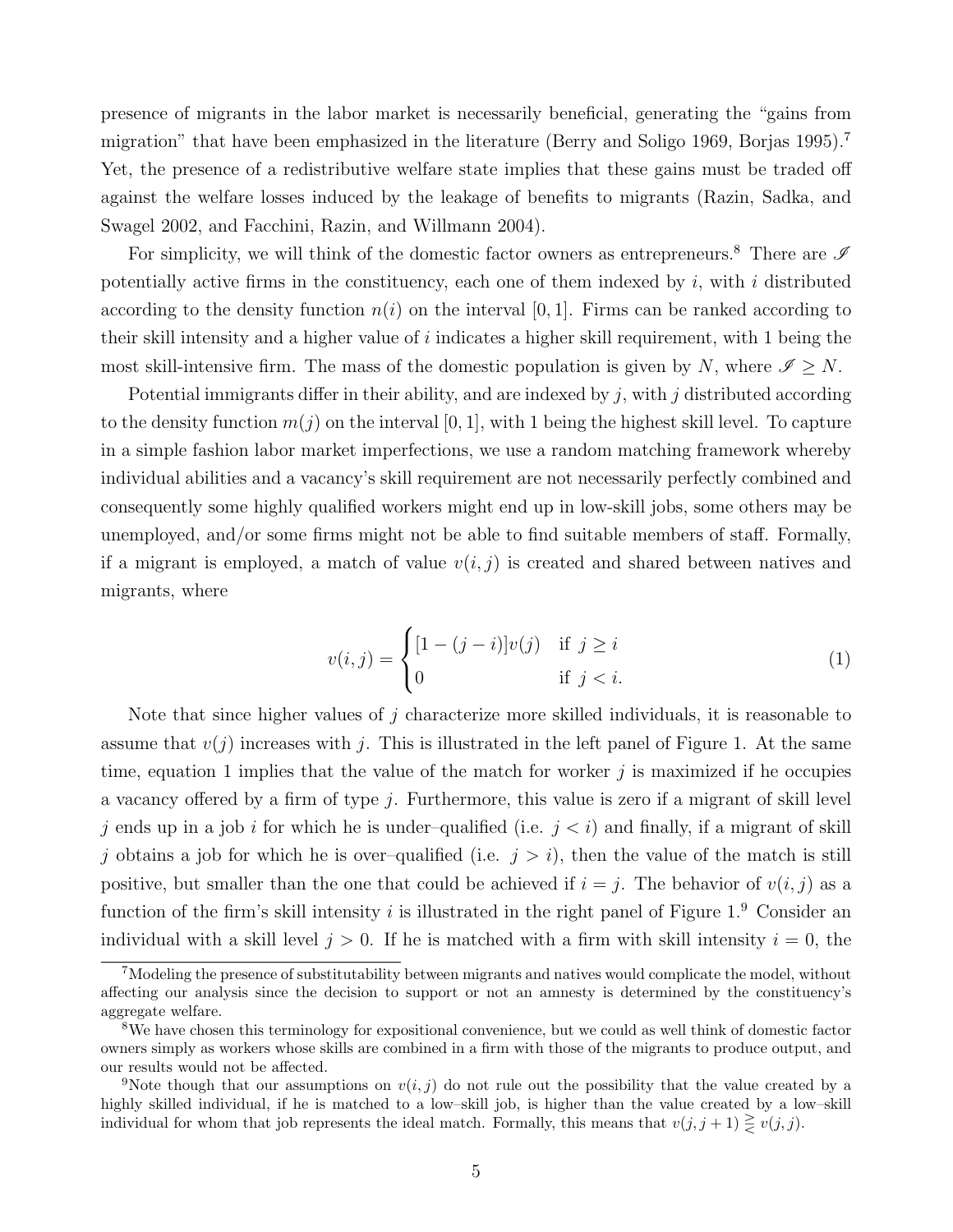presence of migrants in the labor market is necessarily beneficial, generating the "gains from migration" that have been emphasized in the literature (Berry and Soligo 1969, Borjas 1995).[7] Yet, the presence of a redistributive welfare state implies that these gains must be traded off against the welfare losses induced by the leakage of benefits to migrants (Razin, Sadka, and Swagel 2002, and Facchini, Razin, and Willmann 2004).

For simplicity, we will think of the domestic factor owners as entrepreneurs.[8] There are $\mathscr{I}$ potentially active firms in the constituency, each one of them indexed by $i$, with $i$ distributed according to the density function $n(i)$ on the interval $[0, 1]$. Firms can be ranked according to their skill intensity and a higher value of $i$ indicates a higher skill requirement, with 1 being the most skill-intensive firm. The mass of the domestic population is given by $N$, where $\mathscr{I} \geq N$.

Potential immigrants differ in their ability, and are indexed by $j$, with $j$ distributed according to the density function $m(j)$ on the interval $[0, 1]$, with 1 being the highest skill level. To capture in a simple fashion labor market imperfections, we use a random matching framework whereby individual abilities and a vacancy's skill requirement are not necessarily perfectly combined and consequently some highly qualified workers might end up in low-skill jobs, some others may be unemployed, and/or some firms might not be able to find suitable members of staff. Formally, if a migrant is employed, a match of value $v(i, j)$ is created and shared between natives and migrants, where

$$v(i,j) = \begin{cases} [1-(j-i)]v(j) & \text{if } j \geq i \\ 0 & \text{if } j < i. \end{cases} \tag{1}$$

Note that since higher values of $j$ characterize more skilled individuals, it is reasonable to assume that $v(j)$ increases with $j$. This is illustrated in the left panel of Figure 1. At the same time, equation 1 implies that the value of the match for worker $j$ is maximized if he occupies a vacancy offered by a firm of type $j$. Furthermore, this value is zero if a migrant of skill level $j$ ends up in a job $i$ for which he is under–qualified (i.e. $j < i$) and finally, if a migrant of skill $j$ obtains a job for which he is over–qualified (i.e. $j > i$), then the value of the match is still positive, but smaller than the one that could be achieved if $i = j$. The behavior of $v(i, j)$ as a function of the firm's skill intensity $i$ is illustrated in the right panel of Figure 1.[9] Consider an individual with a skill level $j > 0$. If he is matched with a firm with skill intensity $i = 0$, the

[7] Modeling the presence of substitutability between migrants and natives would complicate the model, without affecting our analysis since the decision to support or not an amnesty is determined by the constituency's aggregate welfare.

[8] We have chosen this terminology for expositional convenience, but we could as well think of domestic factor owners simply as workers whose skills are combined in a firm with those of the migrants to produce output, and our results would not be affected.

[9] Note though that our assumptions on $v(i, j)$ do not rule out the possibility that the value created by a highly skilled individual, if he is matched to a low–skill job, is higher than the value created by a low–skill individual for whom that job represents the ideal match. Formally, this means that $v(j, j+1) \gtreqless v(j, j)$.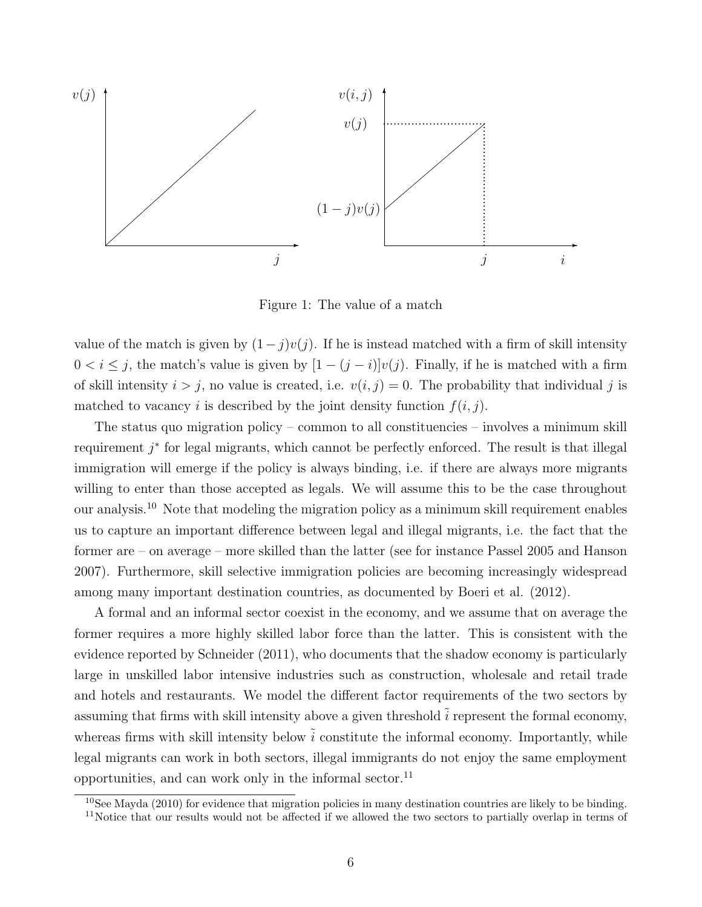Figure 1: The value of a match

value of the match is given by $(1-j)v(j)$. If he is instead matched with a firm of skill intensity $0 < i \leq j$, the match's value is given by $[1-(j-i)]v(j)$. Finally, if he is matched with a firm of skill intensity $i > j$, no value is created, i.e. $v(i,j) = 0$. The probability that individual $j$ is matched to vacancy $i$ is described by the joint density function $f(i,j)$.

The status quo migration policy – common to all constituencies – involves a minimum skill requirement $j^*$ for legal migrants, which cannot be perfectly enforced. The result is that illegal immigration will emerge if the policy is always binding, i.e. if there are always more migrants willing to enter than those accepted as legals. We will assume this to be the case throughout our analysis.[10] Note that modeling the migration policy as a minimum skill requirement enables us to capture an important difference between legal and illegal migrants, i.e. the fact that the former are – on average – more skilled than the latter (see for instance Passel 2005 and Hanson 2007). Furthermore, skill selective immigration policies are becoming increasingly widespread among many important destination countries, as documented by Boeri et al. (2012).

A formal and an informal sector coexist in the economy, and we assume that on average the former requires a more highly skilled labor force than the latter. This is consistent with the evidence reported by Schneider (2011), who documents that the shadow economy is particularly large in unskilled labor intensive industries such as construction, wholesale and retail trade and hotels and restaurants. We model the different factor requirements of the two sectors by assuming that firms with skill intensity above a given threshold $\tilde{i}$ represent the formal economy, whereas firms with skill intensity below $\tilde{i}$ constitute the informal economy. Importantly, while legal migrants can work in both sectors, illegal immigrants do not enjoy the same employment opportunities, and can work only in the informal sector.[11]

[10] See Mayda (2010) for evidence that migration policies in many destination countries are likely to be binding.

[11] Notice that our results would not be affected if we allowed the two sectors to partially overlap in terms of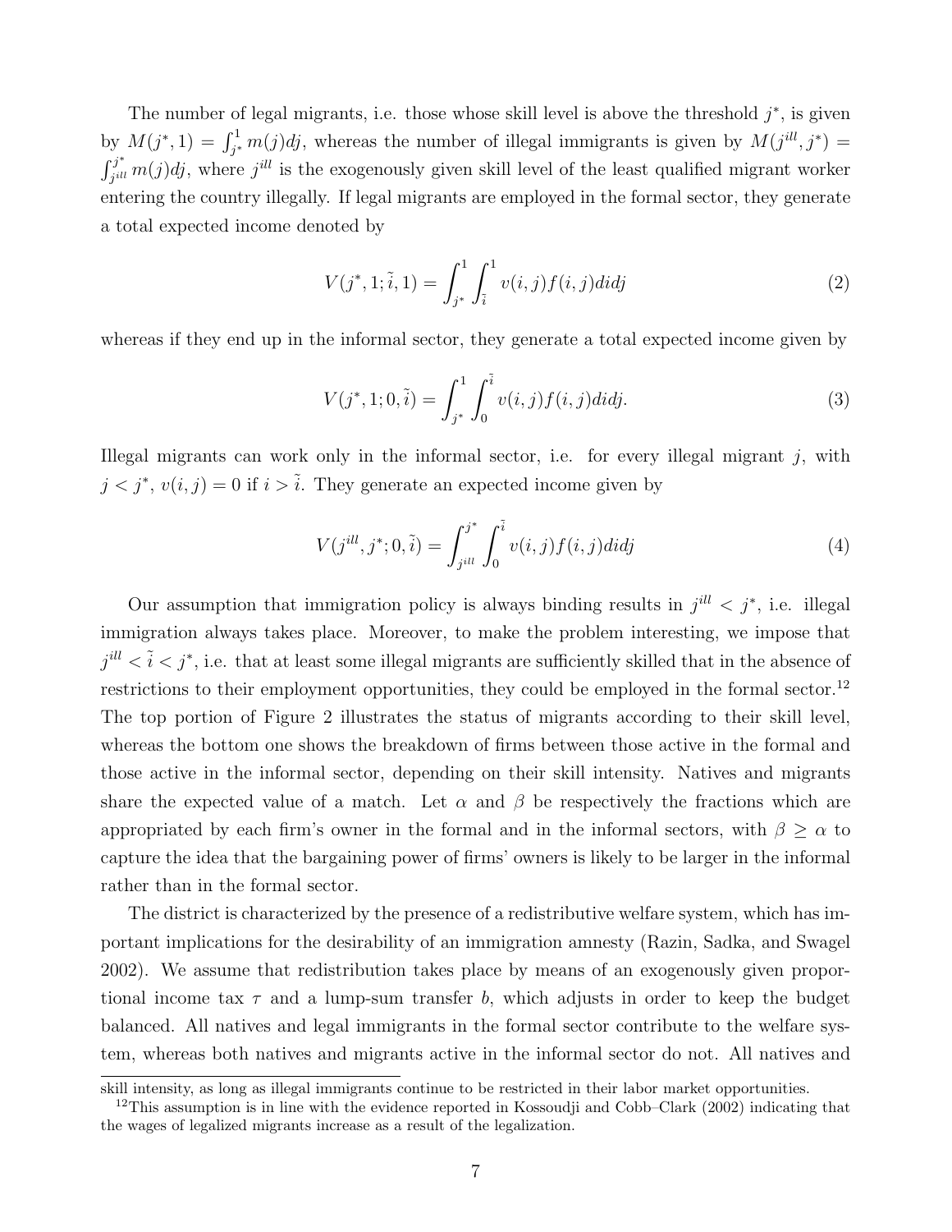The number of legal migrants, i.e. those whose skill level is above the threshold $j^*$, is given by $M(j^*, 1) = \int_{j^*}^{1} m(j)dj$, whereas the number of illegal immigrants is given by $M(j^{ill}, j^*) = \int_{j^{ill}}^{j^*} m(j)dj$, where $j^{ill}$ is the exogenously given skill level of the least qualified migrant worker entering the country illegally. If legal migrants are employed in the formal sector, they generate a total expected income denoted by

$$V(j^*, 1; \tilde{i}, 1) = \int_{j^*}^{1} \int_{\tilde{i}}^{1} v(i,j) f(i,j) di dj \tag{2}$$

whereas if they end up in the informal sector, they generate a total expected income given by

$$V(j^*, 1; 0, \tilde{i}) = \int_{j^*}^{1} \int_{0}^{\tilde{i}} v(i,j) f(i,j) di dj. \tag{3}$$

Illegal migrants can work only in the informal sector, i.e. for every illegal migrant $j$, with $j < j^*$, $v(i,j) = 0$ if $i > \tilde{i}$. They generate an expected income given by

$$V(j^{ill}, j^*; 0, \tilde{i}) = \int_{j^{ill}}^{j^*} \int_{0}^{\tilde{i}} v(i,j) f(i,j) di dj \tag{4}$$

Our assumption that immigration policy is always binding results in $j^{ill} < j^*$, i.e. illegal immigration always takes place. Moreover, to make the problem interesting, we impose that $j^{ill} < \tilde{i} < j^*$, i.e. that at least some illegal migrants are sufficiently skilled that in the absence of restrictions to their employment opportunities, they could be employed in the formal sector.[12] The top portion of Figure 2 illustrates the status of migrants according to their skill level, whereas the bottom one shows the breakdown of firms between those active in the formal and those active in the informal sector, depending on their skill intensity. Natives and migrants share the expected value of a match. Let $\alpha$ and $\beta$ be respectively the fractions which are appropriated by each firm's owner in the formal and in the informal sectors, with $\beta \geq \alpha$ to capture the idea that the bargaining power of firms' owners is likely to be larger in the informal rather than in the formal sector.

The district is characterized by the presence of a redistributive welfare system, which has important implications for the desirability of an immigration amnesty (Razin, Sadka, and Swagel 2002). We assume that redistribution takes place by means of an exogenously given proportional income tax $\tau$ and a lump-sum transfer $b$, which adjusts in order to keep the budget balanced. All natives and legal immigrants in the formal sector contribute to the welfare system, whereas both natives and migrants active in the informal sector do not. All natives and

skill intensity, as long as illegal immigrants continue to be restricted in their labor market opportunities.

[12] This assumption is in line with the evidence reported in Kossoudji and Cobb–Clark (2002) indicating that the wages of legalized migrants increase as a result of the legalization.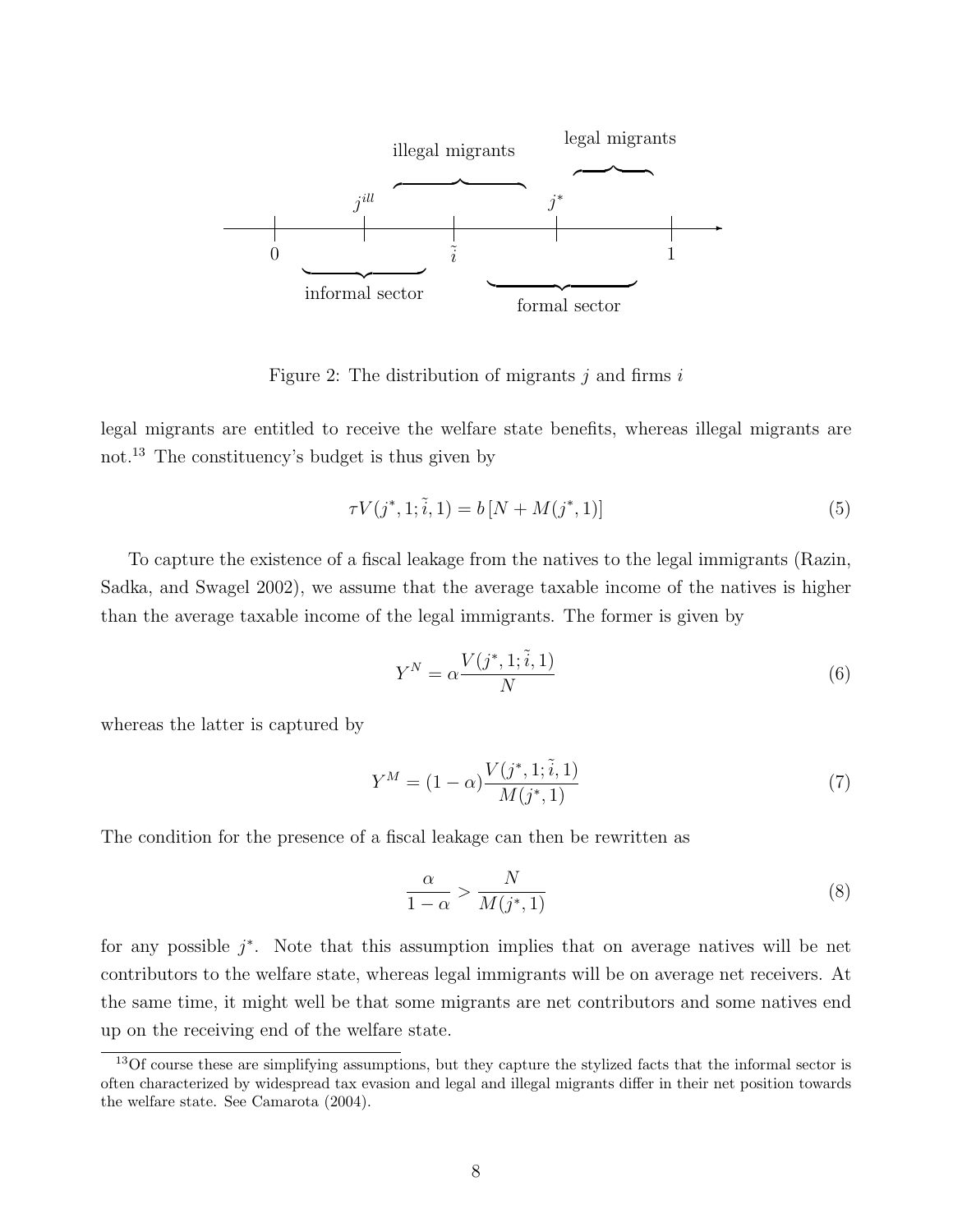Figure 2: The distribution of migrants $j$ and firms $i$

legal migrants are entitled to receive the welfare state benefits, whereas illegal migrants are not.[13] The constituency's budget is thus given by

$$\tau V(j^*, 1; \tilde{i}, 1) = b\left[N + M(j^*, 1)\right] \tag{5}$$

To capture the existence of a fiscal leakage from the natives to the legal immigrants (Razin, Sadka, and Swagel 2002), we assume that the average taxable income of the natives is higher than the average taxable income of the legal immigrants. The former is given by

$$Y^N = \alpha \frac{V(j^*, 1; \tilde{i}, 1)}{N} \tag{6}$$

whereas the latter is captured by

$$Y^M = (1 - \alpha) \frac{V(j^*, 1; \tilde{i}, 1)}{M(j^*, 1)} \tag{7}$$

The condition for the presence of a fiscal leakage can then be rewritten as

$$\frac{\alpha}{1 - \alpha} > \frac{N}{M(j^*, 1)} \tag{8}$$

for any possible $j^*$. Note that this assumption implies that on average natives will be net contributors to the welfare state, whereas legal immigrants will be on average net receivers. At the same time, it might well be that some migrants are net contributors and some natives end up on the receiving end of the welfare state.

[13] Of course these are simplifying assumptions, but they capture the stylized facts that the informal sector is often characterized by widespread tax evasion and legal and illegal migrants differ in their net position towards the welfare state. See Camarota (2004).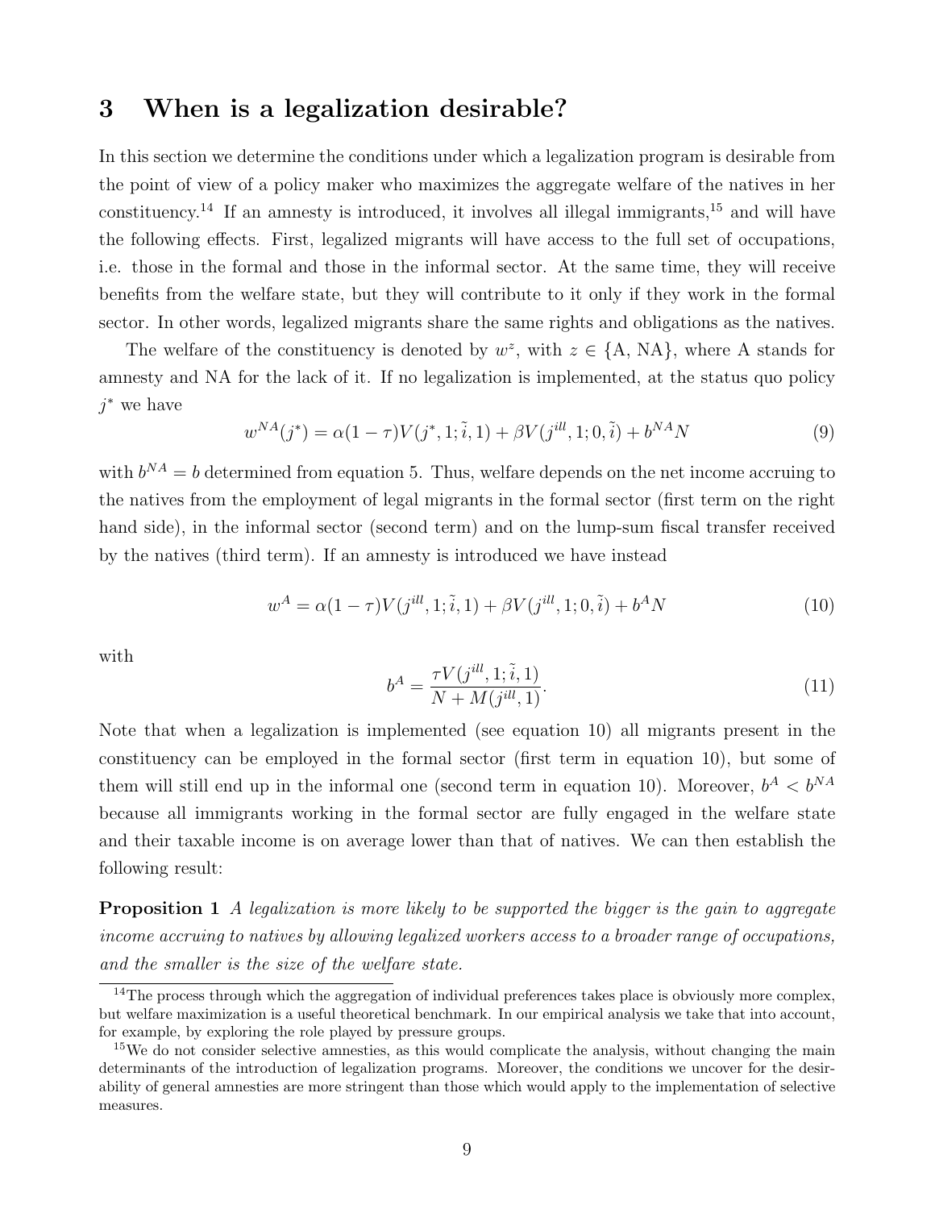# 3 When is a legalization desirable?

In this section we determine the conditions under which a legalization program is desirable from the point of view of a policy maker who maximizes the aggregate welfare of the natives in her constituency.[14] If an amnesty is introduced, it involves all illegal immigrants,[15] and will have the following effects. First, legalized migrants will have access to the full set of occupations, i.e. those in the formal and those in the informal sector. At the same time, they will receive benefits from the welfare state, but they will contribute to it only if they work in the formal sector. In other words, legalized migrants share the same rights and obligations as the natives.

The welfare of the constituency is denoted by $w^z$, with $z \in \{\text{A}, \text{NA}\}$, where A stands for amnesty and NA for the lack of it. If no legalization is implemented, at the status quo policy $j^*$ we have

$$w^{NA}(j^*) = \alpha(1-\tau)V(j^*, 1; \tilde{i}, 1) + \beta V(j^{ill}, 1; 0, \tilde{i}) + b^{NA}N \tag{9}$$

with $b^{NA} = b$ determined from equation 5. Thus, welfare depends on the net income accruing to the natives from the employment of legal migrants in the formal sector (first term on the right hand side), in the informal sector (second term) and on the lump-sum fiscal transfer received by the natives (third term). If an amnesty is introduced we have instead

$$w^{A} = \alpha(1-\tau)V(j^{ill}, 1; \tilde{i}, 1) + \beta V(j^{ill}, 1; 0, \tilde{i}) + b^{A}N \tag{10}$$

with

$$b^{A} = \frac{\tau V(j^{ill}, 1; \tilde{i}, 1)}{N + M(j^{ill}, 1)}. \tag{11}$$

Note that when a legalization is implemented (see equation 10) all migrants present in the constituency can be employed in the formal sector (first term in equation 10), but some of them will still end up in the informal one (second term in equation 10). Moreover, $b^A < b^{NA}$ because all immigrants working in the formal sector are fully engaged in the welfare state and their taxable income is on average lower than that of natives. We can then establish the following result:

**Proposition 1** *A legalization is more likely to be supported the bigger is the gain to aggregate income accruing to natives by allowing legalized workers access to a broader range of occupations, and the smaller is the size of the welfare state.*

[14] The process through which the aggregation of individual preferences takes place is obviously more complex, but welfare maximization is a useful theoretical benchmark. In our empirical analysis we take that into account, for example, by exploring the role played by pressure groups.

[15] We do not consider selective amnesties, as this would complicate the analysis, without changing the main determinants of the introduction of legalization programs. Moreover, the conditions we uncover for the desirability of general amnesties are more stringent than those which would apply to the implementation of selective measures.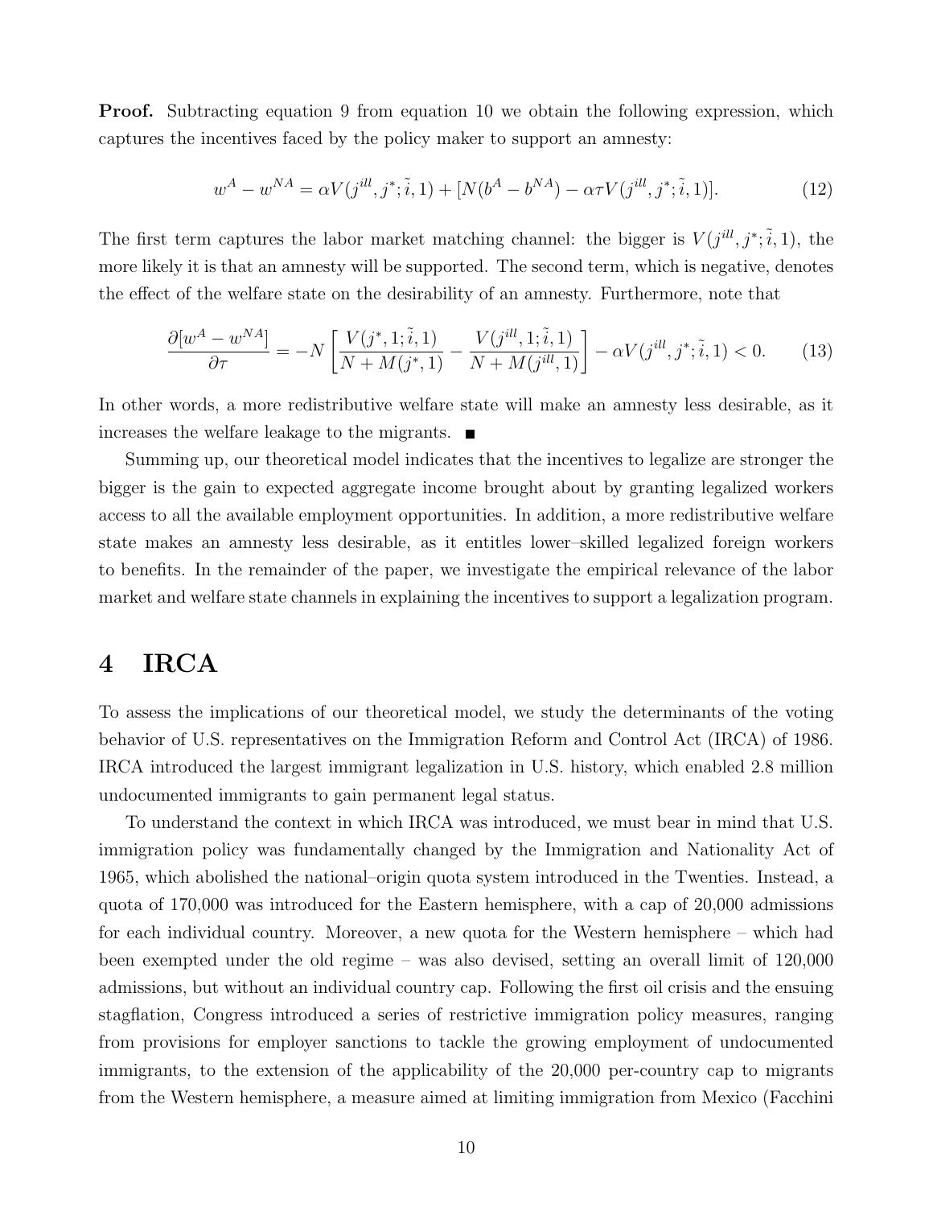**Proof.** Subtracting equation 9 from equation 10 we obtain the following expression, which captures the incentives faced by the policy maker to support an amnesty:

$$w^A - w^{NA} = \alpha V(j^{ill}, j^*; \tilde{i}, 1) + [N(b^A - b^{NA}) - \alpha\tau V(j^{ill}, j^*; \tilde{i}, 1)]. \tag{12}$$

The first term captures the labor market matching channel: the bigger is $V(j^{ill}, j^*; \tilde{i}, 1)$, the more likely it is that an amnesty will be supported. The second term, which is negative, denotes the effect of the welfare state on the desirability of an amnesty. Furthermore, note that

$$\frac{\partial[w^A - w^{NA}]}{\partial\tau} = -N\left[\frac{V(j^*, 1; \tilde{i}, 1)}{N + M(j^*, 1)} - \frac{V(j^{ill}, 1; \tilde{i}, 1)}{N + M(j^{ill}, 1)}\right] - \alpha V(j^{ill}, j^*; \tilde{i}, 1) < 0. \tag{13}$$

In other words, a more redistributive welfare state will make an amnesty less desirable, as it increases the welfare leakage to the migrants. ■

Summing up, our theoretical model indicates that the incentives to legalize are stronger the bigger is the gain to expected aggregate income brought about by granting legalized workers access to all the available employment opportunities. In addition, a more redistributive welfare state makes an amnesty less desirable, as it entitles lower–skilled legalized foreign workers to benefits. In the remainder of the paper, we investigate the empirical relevance of the labor market and welfare state channels in explaining the incentives to support a legalization program.

# 4 IRCA

To assess the implications of our theoretical model, we study the determinants of the voting behavior of U.S. representatives on the Immigration Reform and Control Act (IRCA) of 1986. IRCA introduced the largest immigrant legalization in U.S. history, which enabled 2.8 million undocumented immigrants to gain permanent legal status.

To understand the context in which IRCA was introduced, we must bear in mind that U.S. immigration policy was fundamentally changed by the Immigration and Nationality Act of 1965, which abolished the national–origin quota system introduced in the Twenties. Instead, a quota of 170,000 was introduced for the Eastern hemisphere, with a cap of 20,000 admissions for each individual country. Moreover, a new quota for the Western hemisphere – which had been exempted under the old regime – was also devised, setting an overall limit of 120,000 admissions, but without an individual country cap. Following the first oil crisis and the ensuing stagflation, Congress introduced a series of restrictive immigration policy measures, ranging from provisions for employer sanctions to tackle the growing employment of undocumented immigrants, to the extension of the applicability of the 20,000 per-country cap to migrants from the Western hemisphere, a measure aimed at limiting immigration from Mexico (Facchini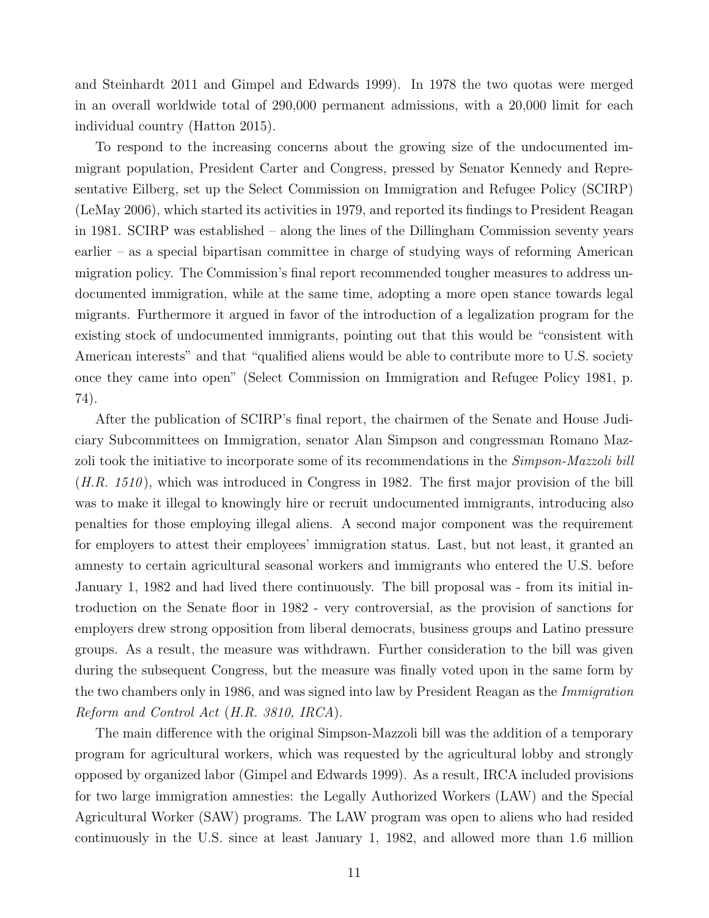and Steinhardt 2011 and Gimpel and Edwards 1999). In 1978 the two quotas were merged in an overall worldwide total of 290,000 permanent admissions, with a 20,000 limit for each individual country (Hatton 2015).

To respond to the increasing concerns about the growing size of the undocumented immigrant population, President Carter and Congress, pressed by Senator Kennedy and Representative Eilberg, set up the Select Commission on Immigration and Refugee Policy (SCIRP) (LeMay 2006), which started its activities in 1979, and reported its findings to President Reagan in 1981. SCIRP was established – along the lines of the Dillingham Commission seventy years earlier – as a special bipartisan committee in charge of studying ways of reforming American migration policy. The Commission's final report recommended tougher measures to address undocumented immigration, while at the same time, adopting a more open stance towards legal migrants. Furthermore it argued in favor of the introduction of a legalization program for the existing stock of undocumented immigrants, pointing out that this would be "consistent with American interests" and that "qualified aliens would be able to contribute more to U.S. society once they came into open" (Select Commission on Immigration and Refugee Policy 1981, p. 74).

After the publication of SCIRP's final report, the chairmen of the Senate and House Judiciary Subcommittees on Immigration, senator Alan Simpson and congressman Romano Mazzoli took the initiative to incorporate some of its recommendations in the *Simpson-Mazzoli bill* (*H.R. 1510*), which was introduced in Congress in 1982. The first major provision of the bill was to make it illegal to knowingly hire or recruit undocumented immigrants, introducing also penalties for those employing illegal aliens. A second major component was the requirement for employers to attest their employees' immigration status. Last, but not least, it granted an amnesty to certain agricultural seasonal workers and immigrants who entered the U.S. before January 1, 1982 and had lived there continuously. The bill proposal was - from its initial introduction on the Senate floor in 1982 - very controversial, as the provision of sanctions for employers drew strong opposition from liberal democrats, business groups and Latino pressure groups. As a result, the measure was withdrawn. Further consideration to the bill was given during the subsequent Congress, but the measure was finally voted upon in the same form by the two chambers only in 1986, and was signed into law by President Reagan as the *Immigration Reform and Control Act* (*H.R. 3810, IRCA*).

The main difference with the original Simpson-Mazzoli bill was the addition of a temporary program for agricultural workers, which was requested by the agricultural lobby and strongly opposed by organized labor (Gimpel and Edwards 1999). As a result, IRCA included provisions for two large immigration amnesties: the Legally Authorized Workers (LAW) and the Special Agricultural Worker (SAW) programs. The LAW program was open to aliens who had resided continuously in the U.S. since at least January 1, 1982, and allowed more than 1.6 million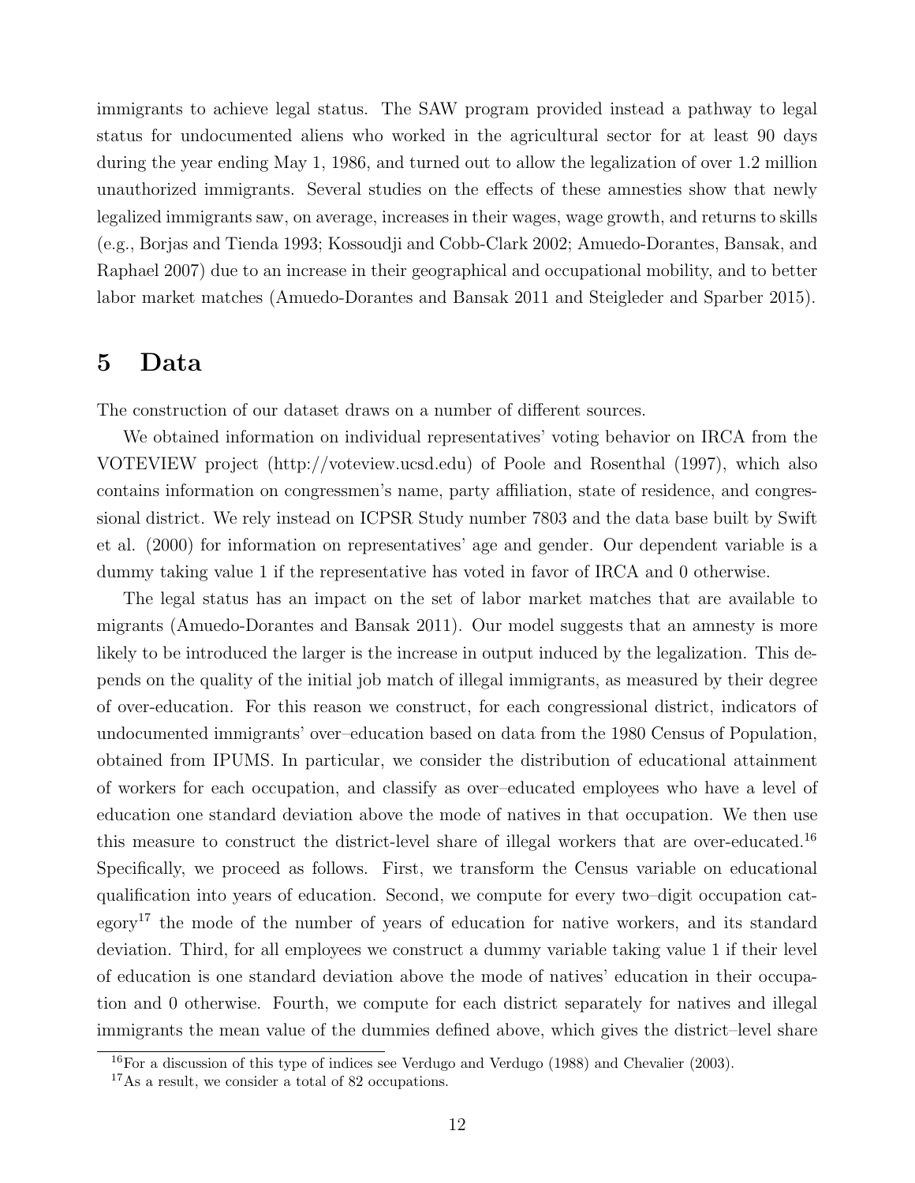immigrants to achieve legal status. The SAW program provided instead a pathway to legal status for undocumented aliens who worked in the agricultural sector for at least 90 days during the year ending May 1, 1986, and turned out to allow the legalization of over 1.2 million unauthorized immigrants. Several studies on the effects of these amnesties show that newly legalized immigrants saw, on average, increases in their wages, wage growth, and returns to skills (e.g., Borjas and Tienda 1993; Kossoudji and Cobb-Clark 2002; Amuedo-Dorantes, Bansak, and Raphael 2007) due to an increase in their geographical and occupational mobility, and to better labor market matches (Amuedo-Dorantes and Bansak 2011 and Steigleder and Sparber 2015).

# 5 Data

The construction of our dataset draws on a number of different sources.

We obtained information on individual representatives' voting behavior on IRCA from the VOTEVIEW project (http://voteview.ucsd.edu) of Poole and Rosenthal (1997), which also contains information on congressmen's name, party affiliation, state of residence, and congressional district. We rely instead on ICPSR Study number 7803 and the data base built by Swift et al. (2000) for information on representatives' age and gender. Our dependent variable is a dummy taking value 1 if the representative has voted in favor of IRCA and 0 otherwise.

The legal status has an impact on the set of labor market matches that are available to migrants (Amuedo-Dorantes and Bansak 2011). Our model suggests that an amnesty is more likely to be introduced the larger is the increase in output induced by the legalization. This depends on the quality of the initial job match of illegal immigrants, as measured by their degree of over-education. For this reason we construct, for each congressional district, indicators of undocumented immigrants' over–education based on data from the 1980 Census of Population, obtained from IPUMS. In particular, we consider the distribution of educational attainment of workers for each occupation, and classify as over–educated employees who have a level of education one standard deviation above the mode of natives in that occupation. We then use this measure to construct the district-level share of illegal workers that are over-educated.[16] Specifically, we proceed as follows. First, we transform the Census variable on educational qualification into years of education. Second, we compute for every two–digit occupation category[17] the mode of the number of years of education for native workers, and its standard deviation. Third, for all employees we construct a dummy variable taking value 1 if their level of education is one standard deviation above the mode of natives' education in their occupation and 0 otherwise. Fourth, we compute for each district separately for natives and illegal immigrants the mean value of the dummies defined above, which gives the district–level share

[16] For a discussion of this type of indices see Verdugo and Verdugo (1988) and Chevalier (2003).

[17] As a result, we consider a total of 82 occupations.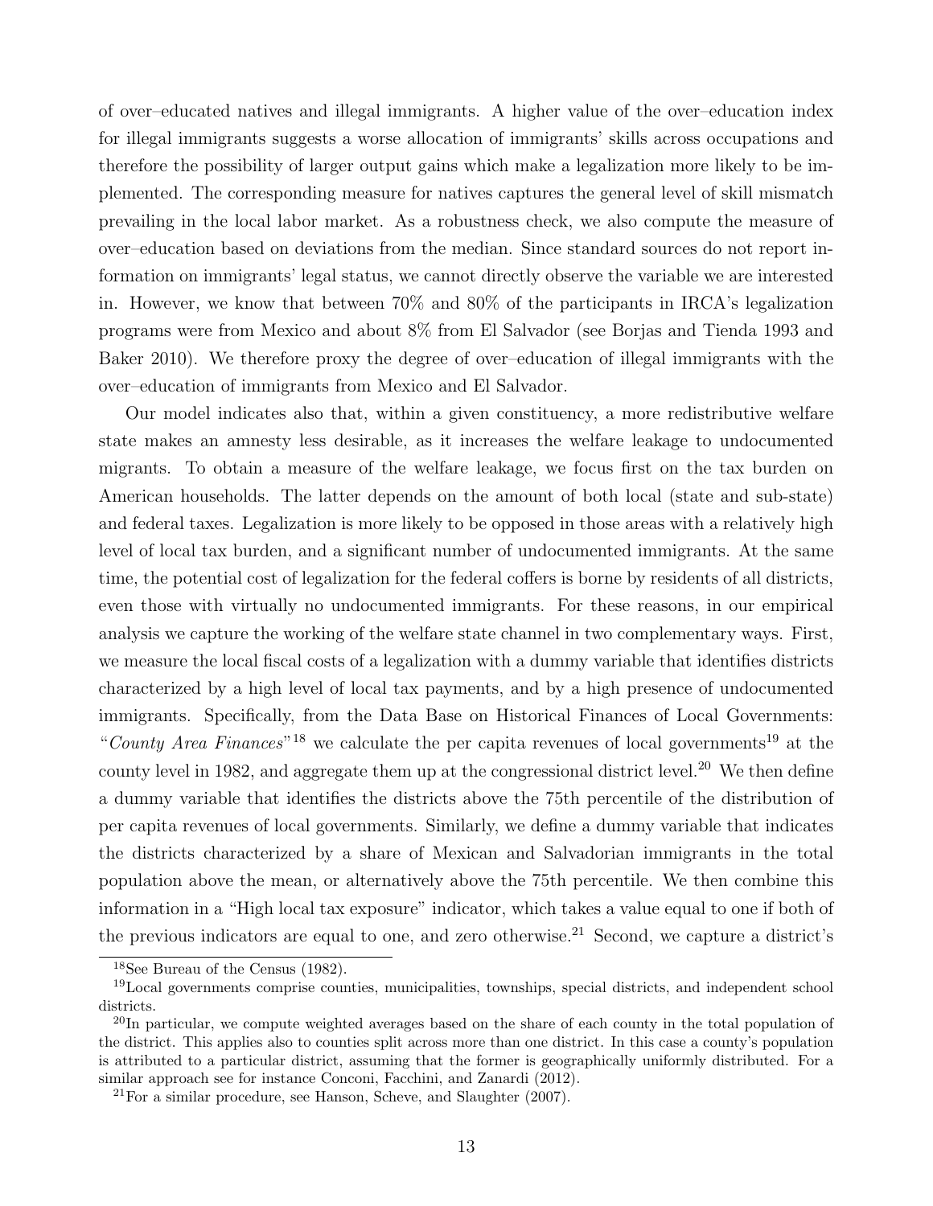of over–educated natives and illegal immigrants. A higher value of the over–education index for illegal immigrants suggests a worse allocation of immigrants' skills across occupations and therefore the possibility of larger output gains which make a legalization more likely to be implemented. The corresponding measure for natives captures the general level of skill mismatch prevailing in the local labor market. As a robustness check, we also compute the measure of over–education based on deviations from the median. Since standard sources do not report information on immigrants' legal status, we cannot directly observe the variable we are interested in. However, we know that between 70% and 80% of the participants in IRCA's legalization programs were from Mexico and about 8% from El Salvador (see Borjas and Tienda 1993 and Baker 2010). We therefore proxy the degree of over–education of illegal immigrants with the over–education of immigrants from Mexico and El Salvador.

Our model indicates also that, within a given constituency, a more redistributive welfare state makes an amnesty less desirable, as it increases the welfare leakage to undocumented migrants. To obtain a measure of the welfare leakage, we focus first on the tax burden on American households. The latter depends on the amount of both local (state and sub-state) and federal taxes. Legalization is more likely to be opposed in those areas with a relatively high level of local tax burden, and a significant number of undocumented immigrants. At the same time, the potential cost of legalization for the federal coffers is borne by residents of all districts, even those with virtually no undocumented immigrants. For these reasons, in our empirical analysis we capture the working of the welfare state channel in two complementary ways. First, we measure the local fiscal costs of a legalization with a dummy variable that identifies districts characterized by a high level of local tax payments, and by a high presence of undocumented immigrants. Specifically, from the Data Base on Historical Finances of Local Governments: "*County Area Finances*"[18] we calculate the per capita revenues of local governments[19] at the county level in 1982, and aggregate them up at the congressional district level.[20] We then define a dummy variable that identifies the districts above the 75th percentile of the distribution of per capita revenues of local governments. Similarly, we define a dummy variable that indicates the districts characterized by a share of Mexican and Salvadorian immigrants in the total population above the mean, or alternatively above the 75th percentile. We then combine this information in a "High local tax exposure" indicator, which takes a value equal to one if both of the previous indicators are equal to one, and zero otherwise.[21] Second, we capture a district's

[18] See Bureau of the Census (1982).

[19] Local governments comprise counties, municipalities, townships, special districts, and independent school districts.

[20] In particular, we compute weighted averages based on the share of each county in the total population of the district. This applies also to counties split across more than one district. In this case a county's population is attributed to a particular district, assuming that the former is geographically uniformly distributed. For a similar approach see for instance Conconi, Facchini, and Zanardi (2012).

[21] For a similar procedure, see Hanson, Scheve, and Slaughter (2007).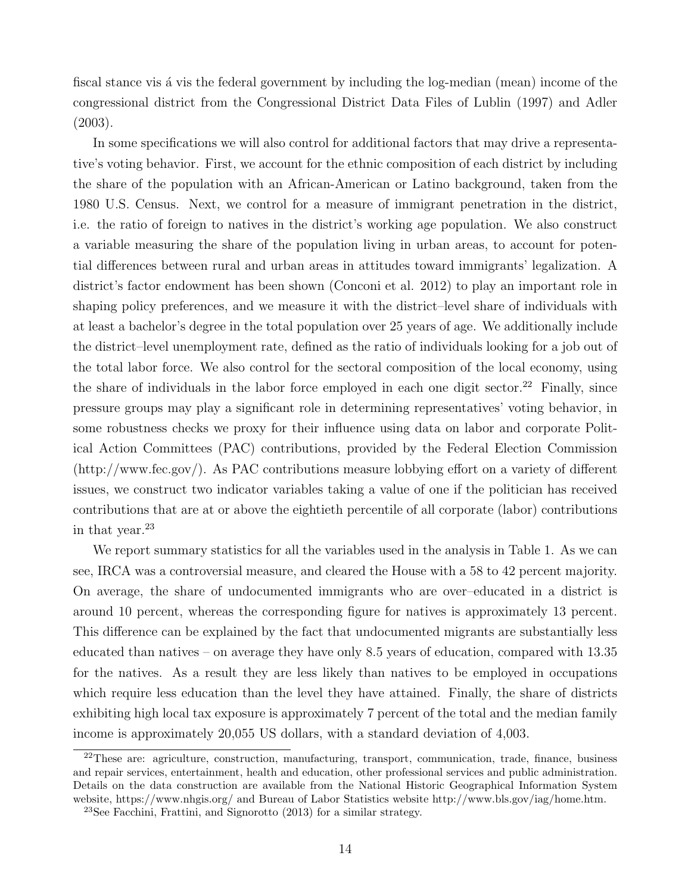fiscal stance vis á vis the federal government by including the log-median (mean) income of the congressional district from the Congressional District Data Files of Lublin (1997) and Adler (2003).

In some specifications we will also control for additional factors that may drive a representative's voting behavior. First, we account for the ethnic composition of each district by including the share of the population with an African-American or Latino background, taken from the 1980 U.S. Census. Next, we control for a measure of immigrant penetration in the district, i.e. the ratio of foreign to natives in the district's working age population. We also construct a variable measuring the share of the population living in urban areas, to account for potential differences between rural and urban areas in attitudes toward immigrants' legalization. A district's factor endowment has been shown (Conconi et al. 2012) to play an important role in shaping policy preferences, and we measure it with the district–level share of individuals with at least a bachelor's degree in the total population over 25 years of age. We additionally include the district–level unemployment rate, defined as the ratio of individuals looking for a job out of the total labor force. We also control for the sectoral composition of the local economy, using the share of individuals in the labor force employed in each one digit sector.[22] Finally, since pressure groups may play a significant role in determining representatives' voting behavior, in some robustness checks we proxy for their influence using data on labor and corporate Political Action Committees (PAC) contributions, provided by the Federal Election Commission (http://www.fec.gov/). As PAC contributions measure lobbying effort on a variety of different issues, we construct two indicator variables taking a value of one if the politician has received contributions that are at or above the eightieth percentile of all corporate (labor) contributions in that year.[23]

We report summary statistics for all the variables used in the analysis in Table 1. As we can see, IRCA was a controversial measure, and cleared the House with a 58 to 42 percent majority. On average, the share of undocumented immigrants who are over–educated in a district is around 10 percent, whereas the corresponding figure for natives is approximately 13 percent. This difference can be explained by the fact that undocumented migrants are substantially less educated than natives – on average they have only 8.5 years of education, compared with 13.35 for the natives. As a result they are less likely than natives to be employed in occupations which require less education than the level they have attained. Finally, the share of districts exhibiting high local tax exposure is approximately 7 percent of the total and the median family income is approximately 20,055 US dollars, with a standard deviation of 4,003.

[22] These are: agriculture, construction, manufacturing, transport, communication, trade, finance, business and repair services, entertainment, health and education, other professional services and public administration. Details on the data construction are available from the National Historic Geographical Information System website, https://www.nhgis.org/ and Bureau of Labor Statistics website http://www.bls.gov/iag/home.htm.

[23] See Facchini, Frattini, and Signorotto (2013) for a similar strategy.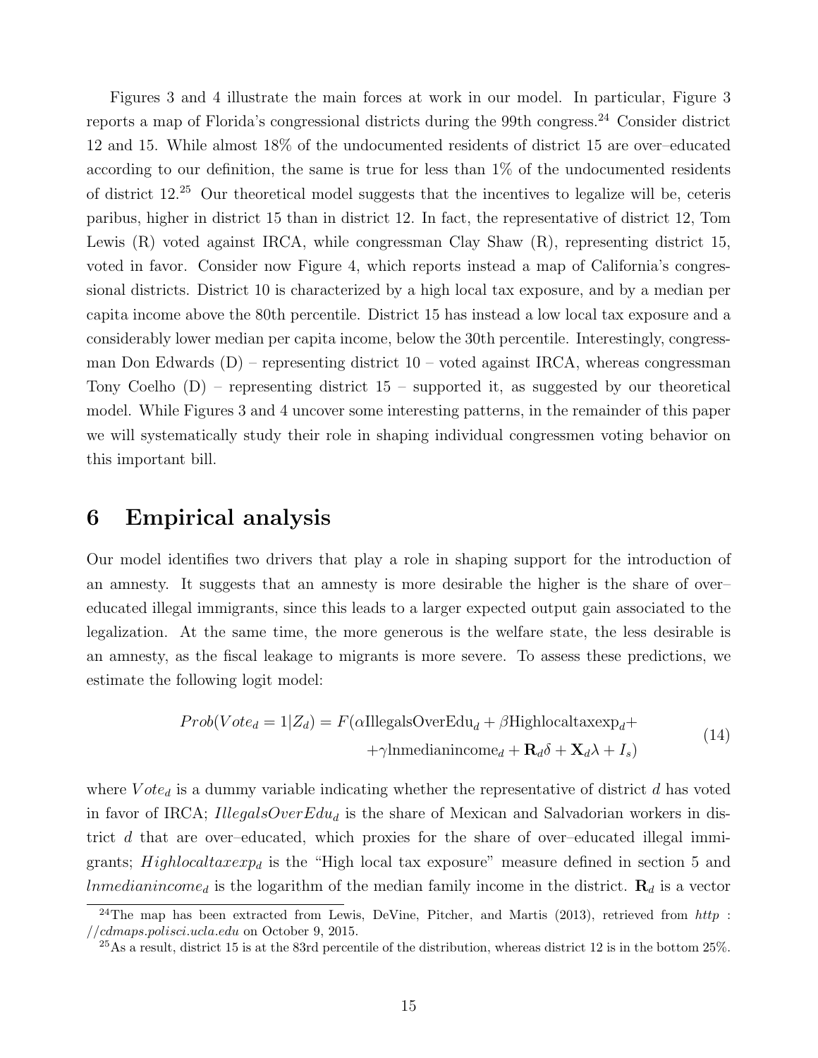Figures 3 and 4 illustrate the main forces at work in our model. In particular, Figure 3 reports a map of Florida's congressional districts during the 99th congress.[24] Consider district 12 and 15. While almost 18% of the undocumented residents of district 15 are over–educated according to our definition, the same is true for less than 1% of the undocumented residents of district 12.[25] Our theoretical model suggests that the incentives to legalize will be, ceteris paribus, higher in district 15 than in district 12. In fact, the representative of district 12, Tom Lewis (R) voted against IRCA, while congressman Clay Shaw (R), representing district 15, voted in favor. Consider now Figure 4, which reports instead a map of California's congressional districts. District 10 is characterized by a high local tax exposure, and by a median per capita income above the 80th percentile. District 15 has instead a low local tax exposure and a considerably lower median per capita income, below the 30th percentile. Interestingly, congressman Don Edwards (D) – representing district 10 – voted against IRCA, whereas congressman Tony Coelho (D) – representing district 15 – supported it, as suggested by our theoretical model. While Figures 3 and 4 uncover some interesting patterns, in the remainder of this paper we will systematically study their role in shaping individual congressmen voting behavior on this important bill.

# 6 Empirical analysis

Our model identifies two drivers that play a role in shaping support for the introduction of an amnesty. It suggests that an amnesty is more desirable the higher is the share of over–educated illegal immigrants, since this leads to a larger expected output gain associated to the legalization. At the same time, the more generous is the welfare state, the less desirable is an amnesty, as the fiscal leakage to migrants is more severe. To assess these predictions, we estimate the following logit model:

$$
\begin{aligned}
Prob(Vote_d = 1|Z_d) = F(&\alpha \text{IllegalsOverEdu}_d + \beta \text{Highlocaltaxexp}_d + \\
&+ \gamma \text{lnmedianincome}_d + \mathbf{R}_d \delta + \mathbf{X}_d \lambda + I_s)
\end{aligned}
\tag{14}
$$

where $Vote_d$ is a dummy variable indicating whether the representative of district $d$ has voted in favor of IRCA; $IllegalsOverEdu_d$ is the share of Mexican and Salvadorian workers in district $d$ that are over–educated, which proxies for the share of over–educated illegal immigrants; $Highlocaltaxexp_d$ is the "High local tax exposure" measure defined in section 5 and $lnmedianincome_d$ is the logarithm of the median family income in the district. $\mathbf{R}_d$ is a vector

[24] The map has been extracted from Lewis, DeVine, Pitcher, and Martis (2013), retrieved from *http://cdmaps.polisci.ucla.edu* on October 9, 2015.

[25] As a result, district 15 is at the 83rd percentile of the distribution, whereas district 12 is in the bottom 25%.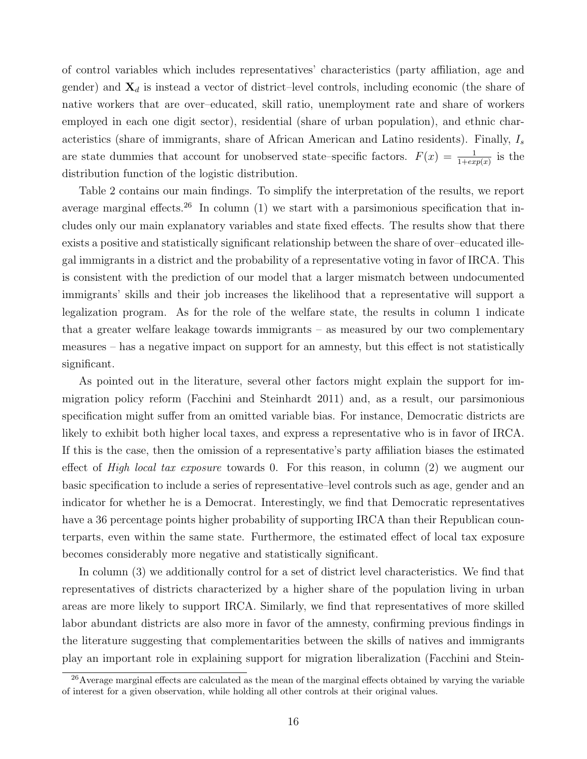of control variables which includes representatives' characteristics (party affiliation, age and gender) and $\mathbf{X}_d$ is instead a vector of district–level controls, including economic (the share of native workers that are over–educated, skill ratio, unemployment rate and share of workers employed in each one digit sector), residential (share of urban population), and ethnic characteristics (share of immigrants, share of African American and Latino residents). Finally, $I_s$ are state dummies that account for unobserved state–specific factors. $F(x) = \frac{1}{1+exp(x)}$ is the distribution function of the logistic distribution.

Table 2 contains our main findings. To simplify the interpretation of the results, we report average marginal effects.[26] In column (1) we start with a parsimonious specification that includes only our main explanatory variables and state fixed effects. The results show that there exists a positive and statistically significant relationship between the share of over–educated illegal immigrants in a district and the probability of a representative voting in favor of IRCA. This is consistent with the prediction of our model that a larger mismatch between undocumented immigrants' skills and their job increases the likelihood that a representative will support a legalization program. As for the role of the welfare state, the results in column 1 indicate that a greater welfare leakage towards immigrants – as measured by our two complementary measures – has a negative impact on support for an amnesty, but this effect is not statistically significant.

As pointed out in the literature, several other factors might explain the support for immigration policy reform (Facchini and Steinhardt 2011) and, as a result, our parsimonious specification might suffer from an omitted variable bias. For instance, Democratic districts are likely to exhibit both higher local taxes, and express a representative who is in favor of IRCA. If this is the case, then the omission of a representative's party affiliation biases the estimated effect of *High local tax exposure* towards 0. For this reason, in column (2) we augment our basic specification to include a series of representative–level controls such as age, gender and an indicator for whether he is a Democrat. Interestingly, we find that Democratic representatives have a 36 percentage points higher probability of supporting IRCA than their Republican counterparts, even within the same state. Furthermore, the estimated effect of local tax exposure becomes considerably more negative and statistically significant.

In column (3) we additionally control for a set of district level characteristics. We find that representatives of districts characterized by a higher share of the population living in urban areas are more likely to support IRCA. Similarly, we find that representatives of more skilled labor abundant districts are also more in favor of the amnesty, confirming previous findings in the literature suggesting that complementarities between the skills of natives and immigrants play an important role in explaining support for migration liberalization (Facchini and Stein-

[26]Average marginal effects are calculated as the mean of the marginal effects obtained by varying the variable of interest for a given observation, while holding all other controls at their original values.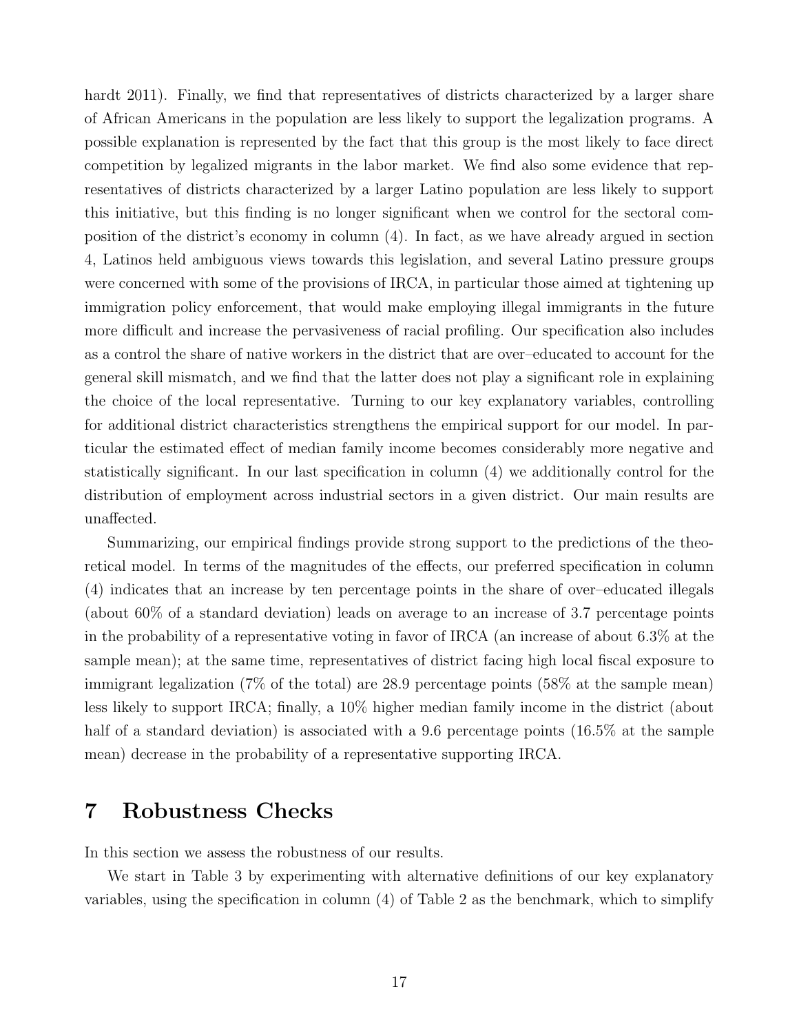hardt 2011). Finally, we find that representatives of districts characterized by a larger share of African Americans in the population are less likely to support the legalization programs. A possible explanation is represented by the fact that this group is the most likely to face direct competition by legalized migrants in the labor market. We find also some evidence that representatives of districts characterized by a larger Latino population are less likely to support this initiative, but this finding is no longer significant when we control for the sectoral composition of the district's economy in column (4). In fact, as we have already argued in section 4, Latinos held ambiguous views towards this legislation, and several Latino pressure groups were concerned with some of the provisions of IRCA, in particular those aimed at tightening up immigration policy enforcement, that would make employing illegal immigrants in the future more difficult and increase the pervasiveness of racial profiling. Our specification also includes as a control the share of native workers in the district that are over–educated to account for the general skill mismatch, and we find that the latter does not play a significant role in explaining the choice of the local representative. Turning to our key explanatory variables, controlling for additional district characteristics strengthens the empirical support for our model. In particular the estimated effect of median family income becomes considerably more negative and statistically significant. In our last specification in column (4) we additionally control for the distribution of employment across industrial sectors in a given district. Our main results are unaffected.

Summarizing, our empirical findings provide strong support to the predictions of the theoretical model. In terms of the magnitudes of the effects, our preferred specification in column (4) indicates that an increase by ten percentage points in the share of over–educated illegals (about 60% of a standard deviation) leads on average to an increase of 3.7 percentage points in the probability of a representative voting in favor of IRCA (an increase of about 6.3% at the sample mean); at the same time, representatives of district facing high local fiscal exposure to immigrant legalization (7% of the total) are 28.9 percentage points (58% at the sample mean) less likely to support IRCA; finally, a 10% higher median family income in the district (about half of a standard deviation) is associated with a 9.6 percentage points (16.5% at the sample mean) decrease in the probability of a representative supporting IRCA.

# 7 Robustness Checks

In this section we assess the robustness of our results.

We start in Table 3 by experimenting with alternative definitions of our key explanatory variables, using the specification in column (4) of Table 2 as the benchmark, which to simplify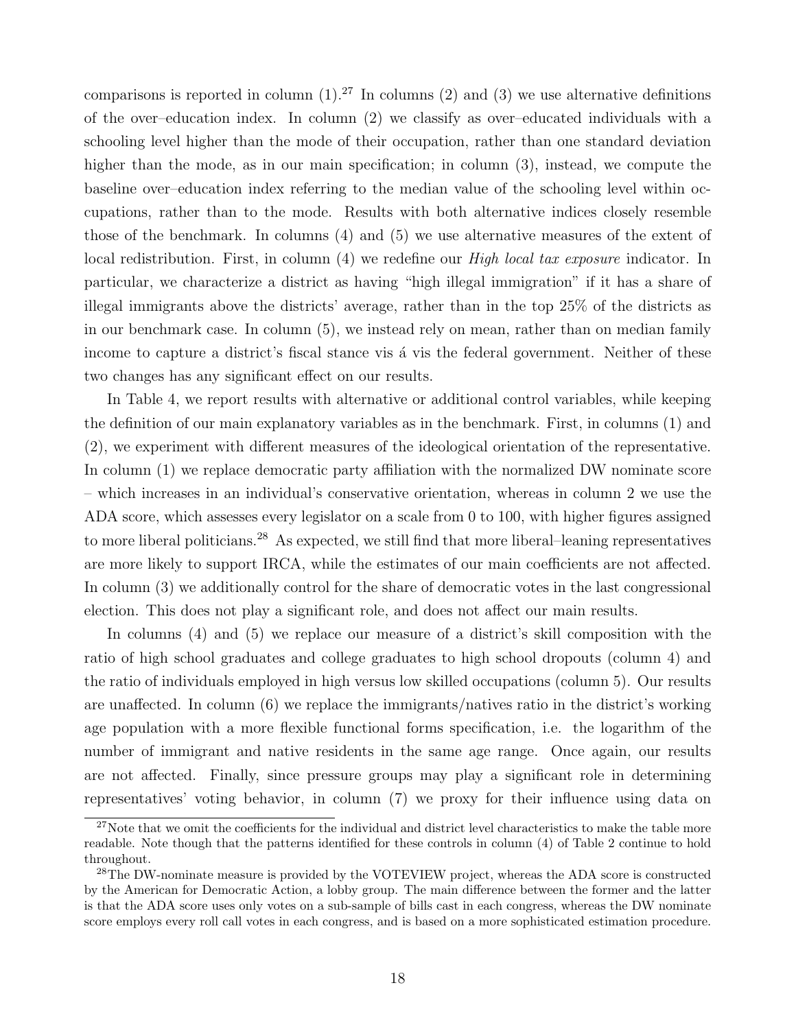comparisons is reported in column (1).[27] In columns (2) and (3) we use alternative definitions of the over–education index. In column (2) we classify as over–educated individuals with a schooling level higher than the mode of their occupation, rather than one standard deviation higher than the mode, as in our main specification; in column (3), instead, we compute the baseline over–education index referring to the median value of the schooling level within occupations, rather than to the mode. Results with both alternative indices closely resemble those of the benchmark. In columns (4) and (5) we use alternative measures of the extent of local redistribution. First, in column (4) we redefine our *High local tax exposure* indicator. In particular, we characterize a district as having "high illegal immigration" if it has a share of illegal immigrants above the districts' average, rather than in the top 25% of the districts as in our benchmark case. In column (5), we instead rely on mean, rather than on median family income to capture a district's fiscal stance vis á vis the federal government. Neither of these two changes has any significant effect on our results.

In Table 4, we report results with alternative or additional control variables, while keeping the definition of our main explanatory variables as in the benchmark. First, in columns (1) and (2), we experiment with different measures of the ideological orientation of the representative. In column (1) we replace democratic party affiliation with the normalized DW nominate score – which increases in an individual's conservative orientation, whereas in column 2 we use the ADA score, which assesses every legislator on a scale from 0 to 100, with higher figures assigned to more liberal politicians.[28] As expected, we still find that more liberal–leaning representatives are more likely to support IRCA, while the estimates of our main coefficients are not affected. In column (3) we additionally control for the share of democratic votes in the last congressional election. This does not play a significant role, and does not affect our main results.

In columns (4) and (5) we replace our measure of a district's skill composition with the ratio of high school graduates and college graduates to high school dropouts (column 4) and the ratio of individuals employed in high versus low skilled occupations (column 5). Our results are unaffected. In column (6) we replace the immigrants/natives ratio in the district's working age population with a more flexible functional forms specification, i.e. the logarithm of the number of immigrant and native residents in the same age range. Once again, our results are not affected. Finally, since pressure groups may play a significant role in determining representatives' voting behavior, in column (7) we proxy for their influence using data on

[27] Note that we omit the coefficients for the individual and district level characteristics to make the table more readable. Note though that the patterns identified for these controls in column (4) of Table 2 continue to hold throughout.

[28] The DW-nominate measure is provided by the VOTEVIEW project, whereas the ADA score is constructed by the American for Democratic Action, a lobby group. The main difference between the former and the latter is that the ADA score uses only votes on a sub-sample of bills cast in each congress, whereas the DW nominate score employs every roll call votes in each congress, and is based on a more sophisticated estimation procedure.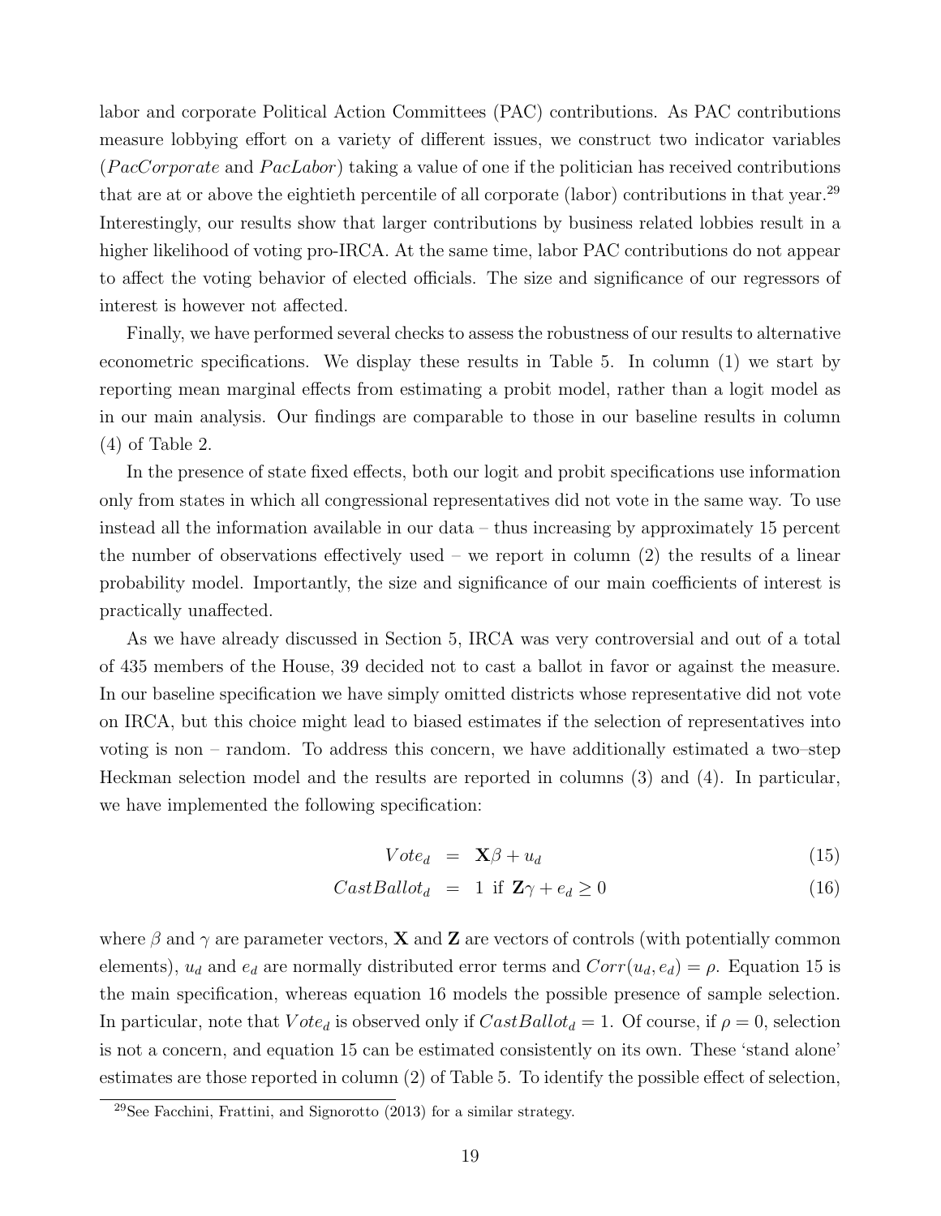labor and corporate Political Action Committees (PAC) contributions. As PAC contributions measure lobbying effort on a variety of different issues, we construct two indicator variables ($PacCorporate$ and $PacLabor$) taking a value of one if the politician has received contributions that are at or above the eightieth percentile of all corporate (labor) contributions in that year.[29] Interestingly, our results show that larger contributions by business related lobbies result in a higher likelihood of voting pro-IRCA. At the same time, labor PAC contributions do not appear to affect the voting behavior of elected officials. The size and significance of our regressors of interest is however not affected.

Finally, we have performed several checks to assess the robustness of our results to alternative econometric specifications. We display these results in Table 5. In column (1) we start by reporting mean marginal effects from estimating a probit model, rather than a logit model as in our main analysis. Our findings are comparable to those in our baseline results in column (4) of Table 2.

In the presence of state fixed effects, both our logit and probit specifications use information only from states in which all congressional representatives did not vote in the same way. To use instead all the information available in our data – thus increasing by approximately 15 percent the number of observations effectively used – we report in column (2) the results of a linear probability model. Importantly, the size and significance of our main coefficients of interest is practically unaffected.

As we have already discussed in Section 5, IRCA was very controversial and out of a total of 435 members of the House, 39 decided not to cast a ballot in favor or against the measure. In our baseline specification we have simply omitted districts whose representative did not vote on IRCA, but this choice might lead to biased estimates if the selection of representatives into voting is non – random. To address this concern, we have additionally estimated a two–step Heckman selection model and the results are reported in columns (3) and (4). In particular, we have implemented the following specification:

$$Vote_d = \mathbf{X}\beta + u_d \tag{15}$$

$$CastBallot_d = 1 \text{ if } \mathbf{Z}\gamma + e_d \geq 0 \tag{16}$$

where $\beta$ and $\gamma$ are parameter vectors, $\mathbf{X}$ and $\mathbf{Z}$ are vectors of controls (with potentially common elements), $u_d$ and $e_d$ are normally distributed error terms and $Corr(u_d, e_d) = \rho$. Equation 15 is the main specification, whereas equation 16 models the possible presence of sample selection. In particular, note that $Vote_d$ is observed only if $CastBallot_d = 1$. Of course, if $\rho = 0$, selection is not a concern, and equation 15 can be estimated consistently on its own. These 'stand alone' estimates are those reported in column (2) of Table 5. To identify the possible effect of selection,

[29] See Facchini, Frattini, and Signorotto (2013) for a similar strategy.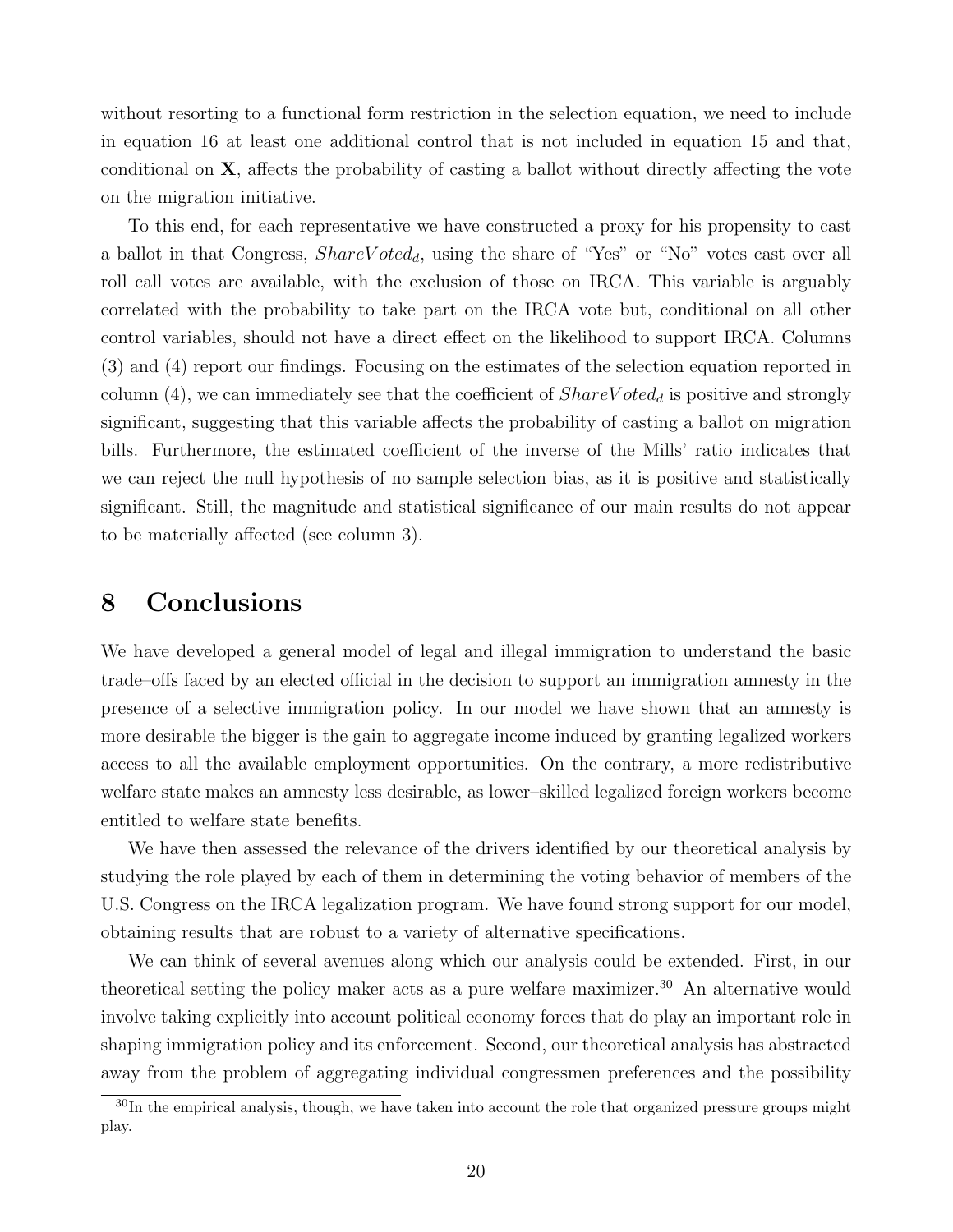without resorting to a functional form restriction in the selection equation, we need to include in equation 16 at least one additional control that is not included in equation 15 and that, conditional on $\mathbf{X}$, affects the probability of casting a ballot without directly affecting the vote on the migration initiative.

To this end, for each representative we have constructed a proxy for his propensity to cast a ballot in that Congress, $ShareVoted_d$, using the share of "Yes" or "No" votes cast over all roll call votes are available, with the exclusion of those on IRCA. This variable is arguably correlated with the probability to take part on the IRCA vote but, conditional on all other control variables, should not have a direct effect on the likelihood to support IRCA. Columns (3) and (4) report our findings. Focusing on the estimates of the selection equation reported in column (4), we can immediately see that the coefficient of $ShareVoted_d$ is positive and strongly significant, suggesting that this variable affects the probability of casting a ballot on migration bills. Furthermore, the estimated coefficient of the inverse of the Mills' ratio indicates that we can reject the null hypothesis of no sample selection bias, as it is positive and statistically significant. Still, the magnitude and statistical significance of our main results do not appear to be materially affected (see column 3).

# 8 Conclusions

We have developed a general model of legal and illegal immigration to understand the basic trade–offs faced by an elected official in the decision to support an immigration amnesty in the presence of a selective immigration policy. In our model we have shown that an amnesty is more desirable the bigger is the gain to aggregate income induced by granting legalized workers access to all the available employment opportunities. On the contrary, a more redistributive welfare state makes an amnesty less desirable, as lower–skilled legalized foreign workers become entitled to welfare state benefits.

We have then assessed the relevance of the drivers identified by our theoretical analysis by studying the role played by each of them in determining the voting behavior of members of the U.S. Congress on the IRCA legalization program. We have found strong support for our model, obtaining results that are robust to a variety of alternative specifications.

We can think of several avenues along which our analysis could be extended. First, in our theoretical setting the policy maker acts as a pure welfare maximizer.[30] An alternative would involve taking explicitly into account political economy forces that do play an important role in shaping immigration policy and its enforcement. Second, our theoretical analysis has abstracted away from the problem of aggregating individual congressmen preferences and the possibility

[30] In the empirical analysis, though, we have taken into account the role that organized pressure groups might play.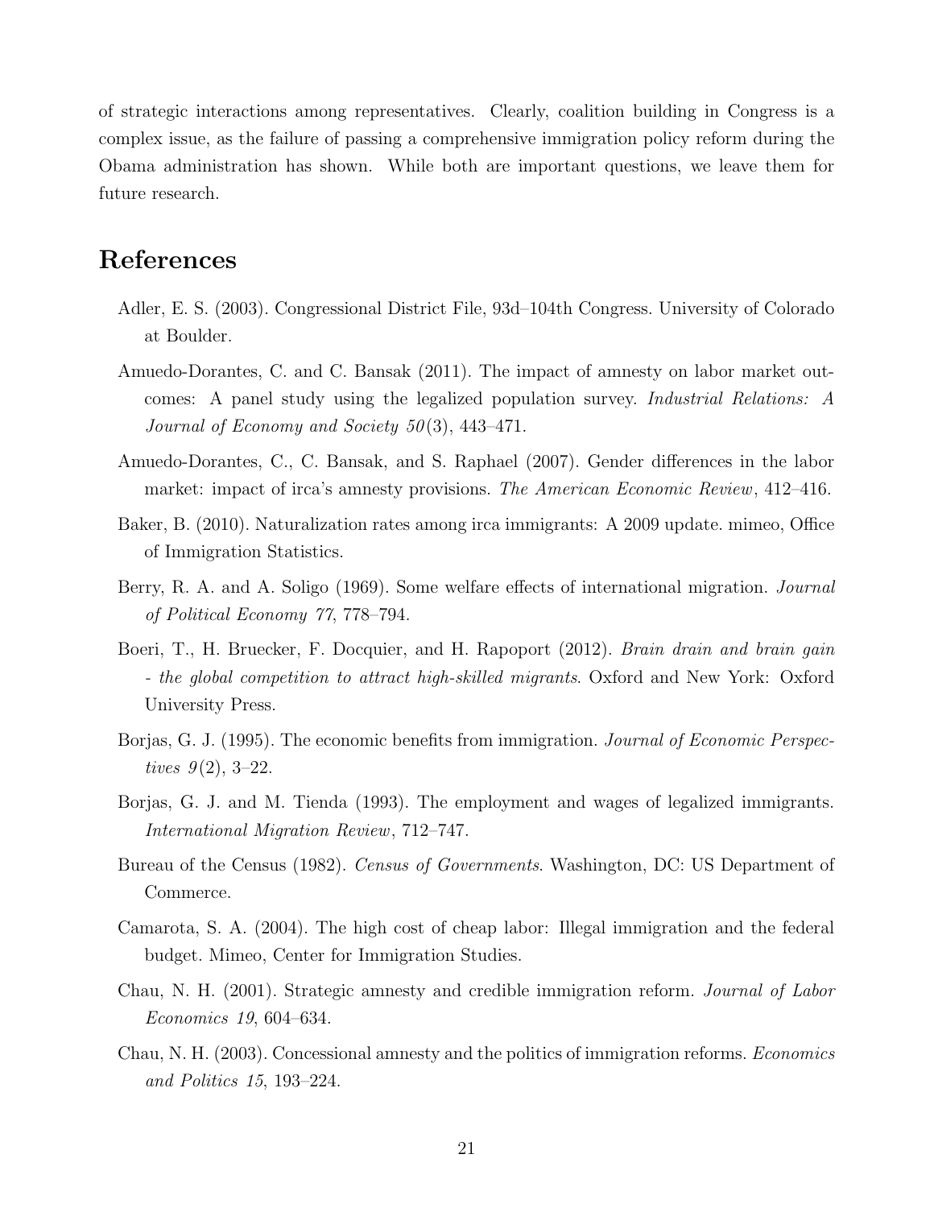of strategic interactions among representatives. Clearly, coalition building in Congress is a complex issue, as the failure of passing a comprehensive immigration policy reform during the Obama administration has shown. While both are important questions, we leave them for future research.

# References

Adler, E. S. (2003). Congressional District File, 93d–104th Congress. University of Colorado at Boulder.

Amuedo-Dorantes, C. and C. Bansak (2011). The impact of amnesty on labor market outcomes: A panel study using the legalized population survey. *Industrial Relations: A Journal of Economy and Society 50*(3), 443–471.

Amuedo-Dorantes, C., C. Bansak, and S. Raphael (2007). Gender differences in the labor market: impact of irca's amnesty provisions. *The American Economic Review*, 412–416.

Baker, B. (2010). Naturalization rates among irca immigrants: A 2009 update. mimeo, Office of Immigration Statistics.

Berry, R. A. and A. Soligo (1969). Some welfare effects of international migration. *Journal of Political Economy 77*, 778–794.

Boeri, T., H. Bruecker, F. Docquier, and H. Rapoport (2012). *Brain drain and brain gain - the global competition to attract high-skilled migrants*. Oxford and New York: Oxford University Press.

Borjas, G. J. (1995). The economic benefits from immigration. *Journal of Economic Perspectives 9*(2), 3–22.

Borjas, G. J. and M. Tienda (1993). The employment and wages of legalized immigrants. *International Migration Review*, 712–747.

Bureau of the Census (1982). *Census of Governments*. Washington, DC: US Department of Commerce.

Camarota, S. A. (2004). The high cost of cheap labor: Illegal immigration and the federal budget. Mimeo, Center for Immigration Studies.

Chau, N. H. (2001). Strategic amnesty and credible immigration reform. *Journal of Labor Economics 19*, 604–634.

Chau, N. H. (2003). Concessional amnesty and the politics of immigration reforms. *Economics and Politics 15*, 193–224.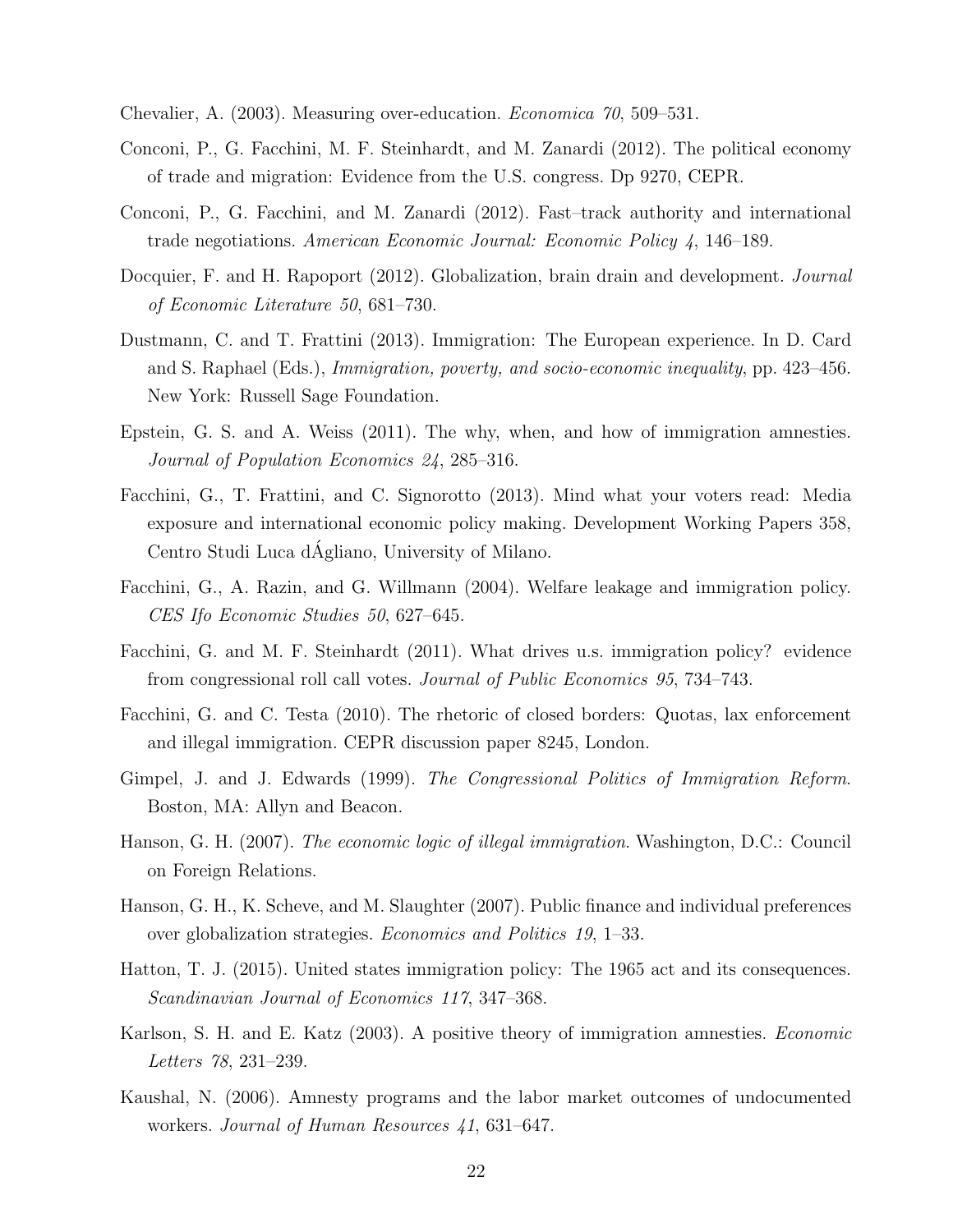Chevalier, A. (2003). Measuring over-education. *Economica 70*, 509–531.

Conconi, P., G. Facchini, M. F. Steinhardt, and M. Zanardi (2012). The political economy of trade and migration: Evidence from the U.S. congress. Dp 9270, CEPR.

Conconi, P., G. Facchini, and M. Zanardi (2012). Fast–track authority and international trade negotiations. *American Economic Journal: Economic Policy 4*, 146–189.

Docquier, F. and H. Rapoport (2012). Globalization, brain drain and development. *Journal of Economic Literature 50*, 681–730.

Dustmann, C. and T. Frattini (2013). Immigration: The European experience. In D. Card and S. Raphael (Eds.), *Immigration, poverty, and socio-economic inequality*, pp. 423–456. New York: Russell Sage Foundation.

Epstein, G. S. and A. Weiss (2011). The why, when, and how of immigration amnesties. *Journal of Population Economics 24*, 285–316.

Facchini, G., T. Frattini, and C. Signorotto (2013). Mind what your voters read: Media exposure and international economic policy making. Development Working Papers 358, Centro Studi Luca dÁgliano, University of Milano.

Facchini, G., A. Razin, and G. Willmann (2004). Welfare leakage and immigration policy. *CES Ifo Economic Studies 50*, 627–645.

Facchini, G. and M. F. Steinhardt (2011). What drives u.s. immigration policy? evidence from congressional roll call votes. *Journal of Public Economics 95*, 734–743.

Facchini, G. and C. Testa (2010). The rhetoric of closed borders: Quotas, lax enforcement and illegal immigration. CEPR discussion paper 8245, London.

Gimpel, J. and J. Edwards (1999). *The Congressional Politics of Immigration Reform*. Boston, MA: Allyn and Beacon.

Hanson, G. H. (2007). *The economic logic of illegal immigration*. Washington, D.C.: Council on Foreign Relations.

Hanson, G. H., K. Scheve, and M. Slaughter (2007). Public finance and individual preferences over globalization strategies. *Economics and Politics 19*, 1–33.

Hatton, T. J. (2015). United states immigration policy: The 1965 act and its consequences. *Scandinavian Journal of Economics 117*, 347–368.

Karlson, S. H. and E. Katz (2003). A positive theory of immigration amnesties. *Economic Letters 78*, 231–239.

Kaushal, N. (2006). Amnesty programs and the labor market outcomes of undocumented workers. *Journal of Human Resources 41*, 631–647.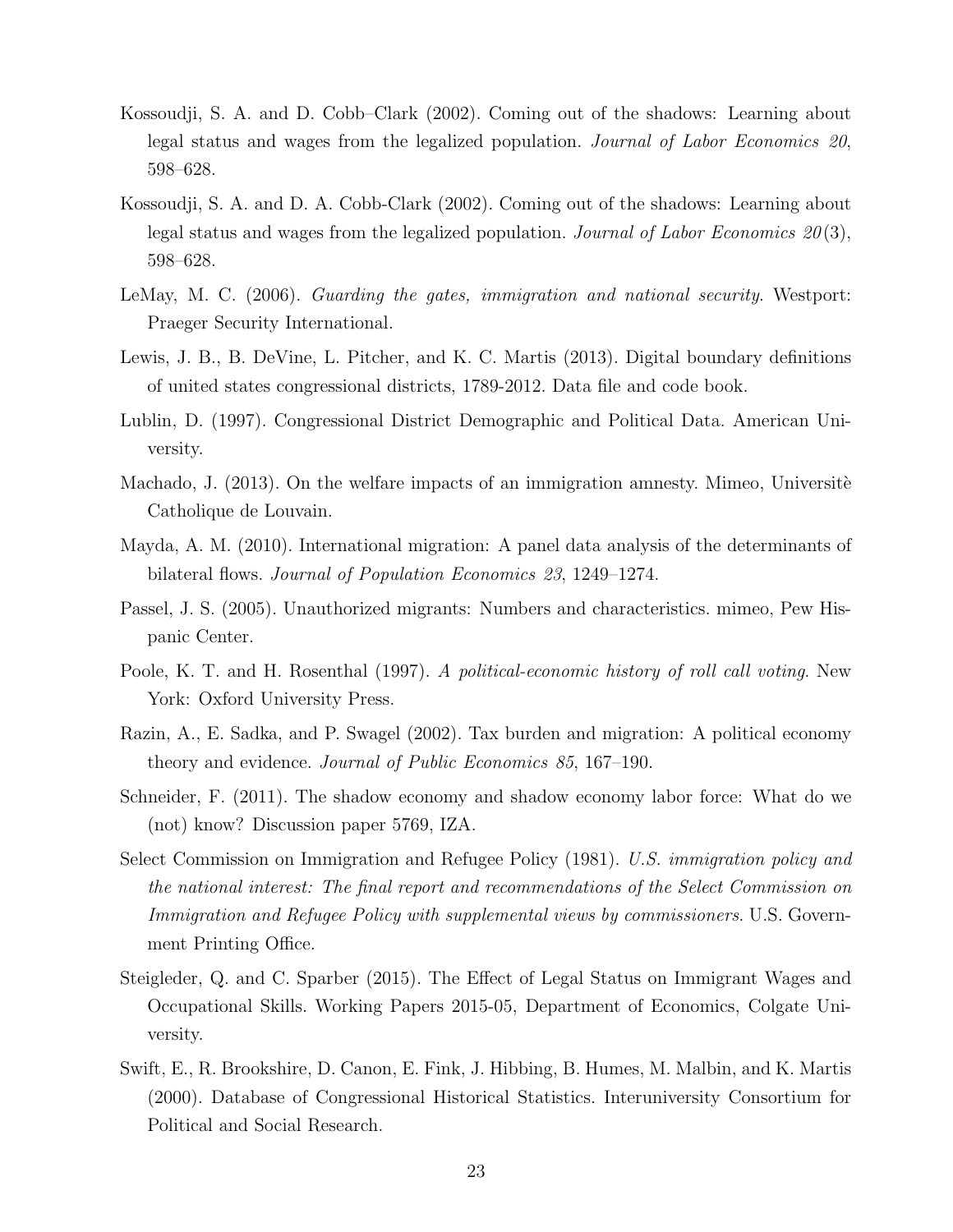Kossoudji, S. A. and D. Cobb–Clark (2002). Coming out of the shadows: Learning about legal status and wages from the legalized population. *Journal of Labor Economics 20*, 598–628.

Kossoudji, S. A. and D. A. Cobb-Clark (2002). Coming out of the shadows: Learning about legal status and wages from the legalized population. *Journal of Labor Economics 20*(3), 598–628.

LeMay, M. C. (2006). *Guarding the gates, immigration and national security*. Westport: Praeger Security International.

Lewis, J. B., B. DeVine, L. Pitcher, and K. C. Martis (2013). Digital boundary definitions of united states congressional districts, 1789-2012. Data file and code book.

Lublin, D. (1997). Congressional District Demographic and Political Data. American University.

Machado, J. (2013). On the welfare impacts of an immigration amnesty. Mimeo, Universitè Catholique de Louvain.

Mayda, A. M. (2010). International migration: A panel data analysis of the determinants of bilateral flows. *Journal of Population Economics 23*, 1249–1274.

Passel, J. S. (2005). Unauthorized migrants: Numbers and characteristics. mimeo, Pew Hispanic Center.

Poole, K. T. and H. Rosenthal (1997). *A political-economic history of roll call voting*. New York: Oxford University Press.

Razin, A., E. Sadka, and P. Swagel (2002). Tax burden and migration: A political economy theory and evidence. *Journal of Public Economics 85*, 167–190.

Schneider, F. (2011). The shadow economy and shadow economy labor force: What do we (not) know? Discussion paper 5769, IZA.

Select Commission on Immigration and Refugee Policy (1981). *U.S. immigration policy and the national interest: The final report and recommendations of the Select Commission on Immigration and Refugee Policy with supplemental views by commissioners*. U.S. Government Printing Office.

Steigleder, Q. and C. Sparber (2015). The Effect of Legal Status on Immigrant Wages and Occupational Skills. Working Papers 2015-05, Department of Economics, Colgate University.

Swift, E., R. Brookshire, D. Canon, E. Fink, J. Hibbing, B. Humes, M. Malbin, and K. Martis (2000). Database of Congressional Historical Statistics. Interuniversity Consortium for Political and Social Research.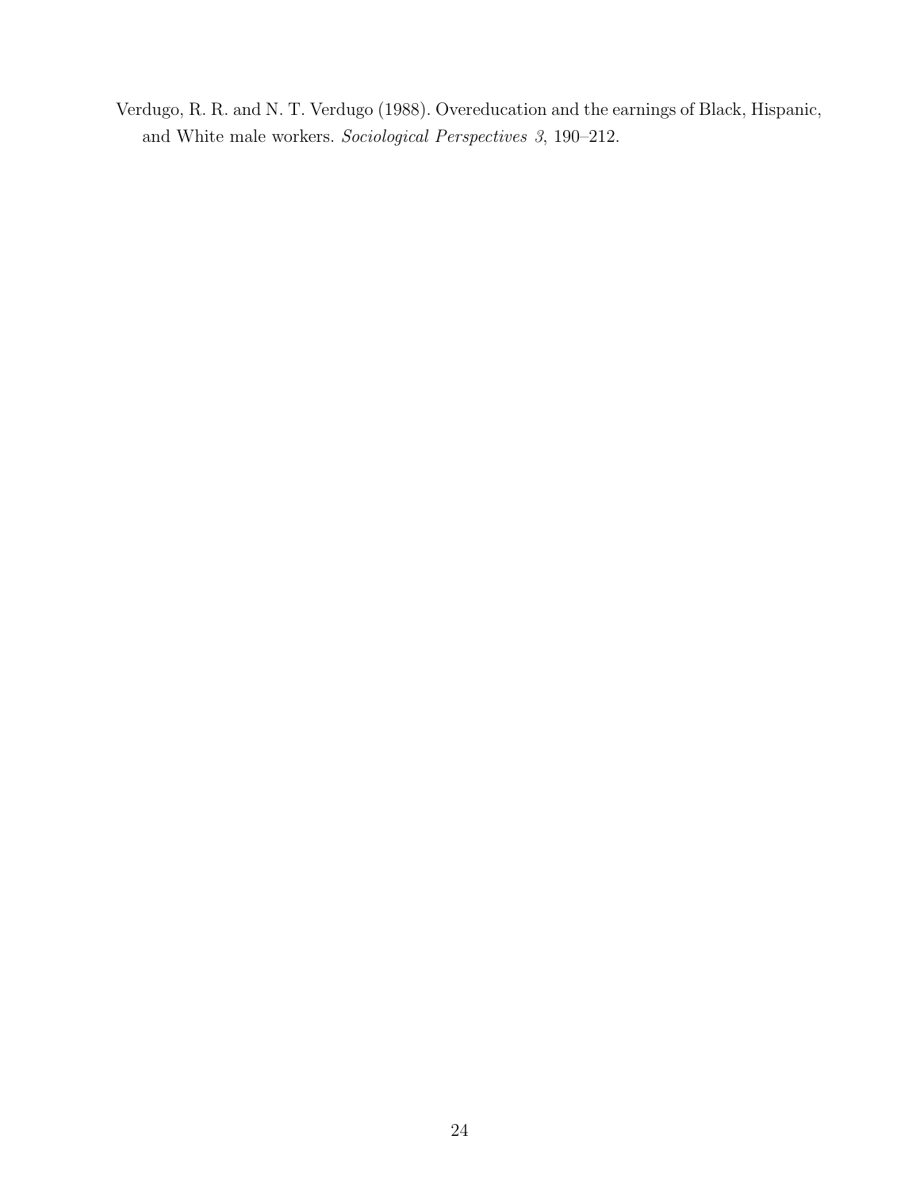Verdugo, R. R. and N. T. Verdugo (1988). Overeducation and the earnings of Black, Hispanic, and White male workers. *Sociological Perspectives 3*, 190–212.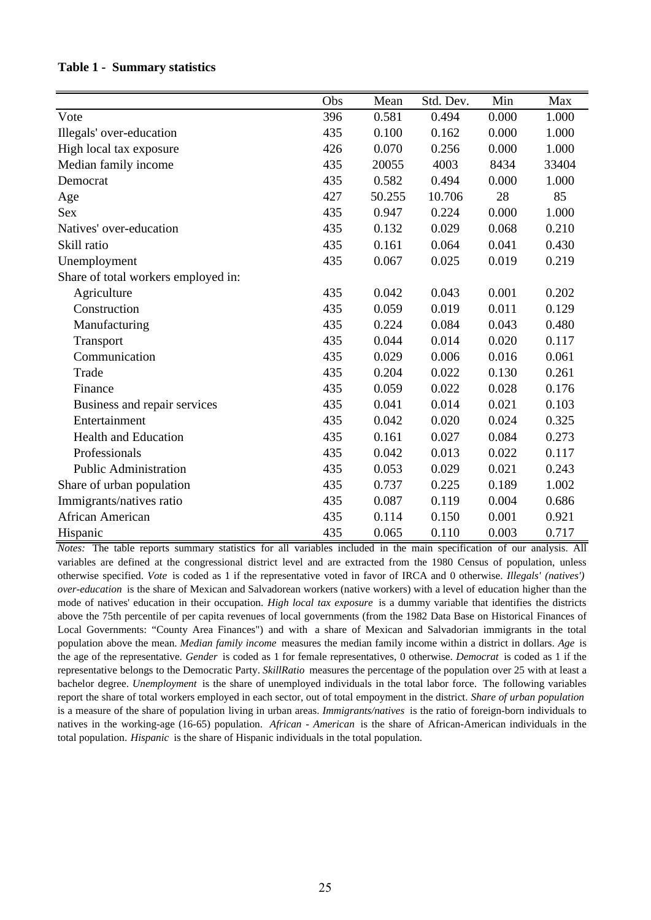**Table 1 - Summary statistics**

| | Obs | Mean | Std. Dev. | Min | Max |
|---|---|---|---|---|---|
| Vote | 396 | 0.581 | 0.494 | 0.000 | 1.000 |
| Illegals' over-education | 435 | 0.100 | 0.162 | 0.000 | 1.000 |
| High local tax exposure | 426 | 0.070 | 0.256 | 0.000 | 1.000 |
| Median family income | 435 | 20055 | 4003 | 8434 | 33404 |
| Democrat | 435 | 0.582 | 0.494 | 0.000 | 1.000 |
| Age | 427 | 50.255 | 10.706 | 28 | 85 |
| Sex | 435 | 0.947 | 0.224 | 0.000 | 1.000 |
| Natives' over-education | 435 | 0.132 | 0.029 | 0.068 | 0.210 |
| Skill ratio | 435 | 0.161 | 0.064 | 0.041 | 0.430 |
| Unemployment | 435 | 0.067 | 0.025 | 0.019 | 0.219 |
| Share of total workers employed in: | | | | | |
| Agriculture | 435 | 0.042 | 0.043 | 0.001 | 0.202 |
| Construction | 435 | 0.059 | 0.019 | 0.011 | 0.129 |
| Manufacturing | 435 | 0.224 | 0.084 | 0.043 | 0.480 |
| Transport | 435 | 0.044 | 0.014 | 0.020 | 0.117 |
| Communication | 435 | 0.029 | 0.006 | 0.016 | 0.061 |
| Trade | 435 | 0.204 | 0.022 | 0.130 | 0.261 |
| Finance | 435 | 0.059 | 0.022 | 0.028 | 0.176 |
| Business and repair services | 435 | 0.041 | 0.014 | 0.021 | 0.103 |
| Entertainment | 435 | 0.042 | 0.020 | 0.024 | 0.325 |
| Health and Education | 435 | 0.161 | 0.027 | 0.084 | 0.273 |
| Professionals | 435 | 0.042 | 0.013 | 0.022 | 0.117 |
| Public Administration | 435 | 0.053 | 0.029 | 0.021 | 0.243 |
| Share of urban population | 435 | 0.737 | 0.225 | 0.189 | 1.002 |
| Immigrants/natives ratio | 435 | 0.087 | 0.119 | 0.004 | 0.686 |
| African American | 435 | 0.114 | 0.150 | 0.001 | 0.921 |
| Hispanic | 435 | 0.065 | 0.110 | 0.003 | 0.717 |

*Notes:* The table reports summary statistics for all variables included in the main specification of our analysis. All variables are defined at the congressional district level and are extracted from the 1980 Census of population, unless otherwise specified. *Vote* is coded as 1 if the representative voted in favor of IRCA and 0 otherwise. *Illegals' (natives') over-education* is the share of Mexican and Salvadorean workers (native workers) with a level of education higher than the mode of natives' education in their occupation. *High local tax exposure* is a dummy variable that identifies the districts above the 75th percentile of per capita revenues of local governments (from the 1982 Data Base on Historical Finances of Local Governments: "County Area Finances") and with a share of Mexican and Salvadorian immigrants in the total population above the mean. *Median family income* measures the median family income within a district in dollars. *Age* is the age of the representative. *Gender* is coded as 1 for female representatives, 0 otherwise. *Democrat* is coded as 1 if the representative belongs to the Democratic Party. *SkillRatio* measures the percentage of the population over 25 with at least a bachelor degree. *Unemployment* is the share of unemployed individuals in the total labor force. The following variables report the share of total workers employed in each sector, out of total empoyment in the district. *Share of urban population* is a measure of the share of population living in urban areas. *Immigrants/natives* is the ratio of foreign-born individuals to natives in the working-age (16-65) population. *African - American* is the share of African-American individuals in the total population. *Hispanic* is the share of Hispanic individuals in the total population.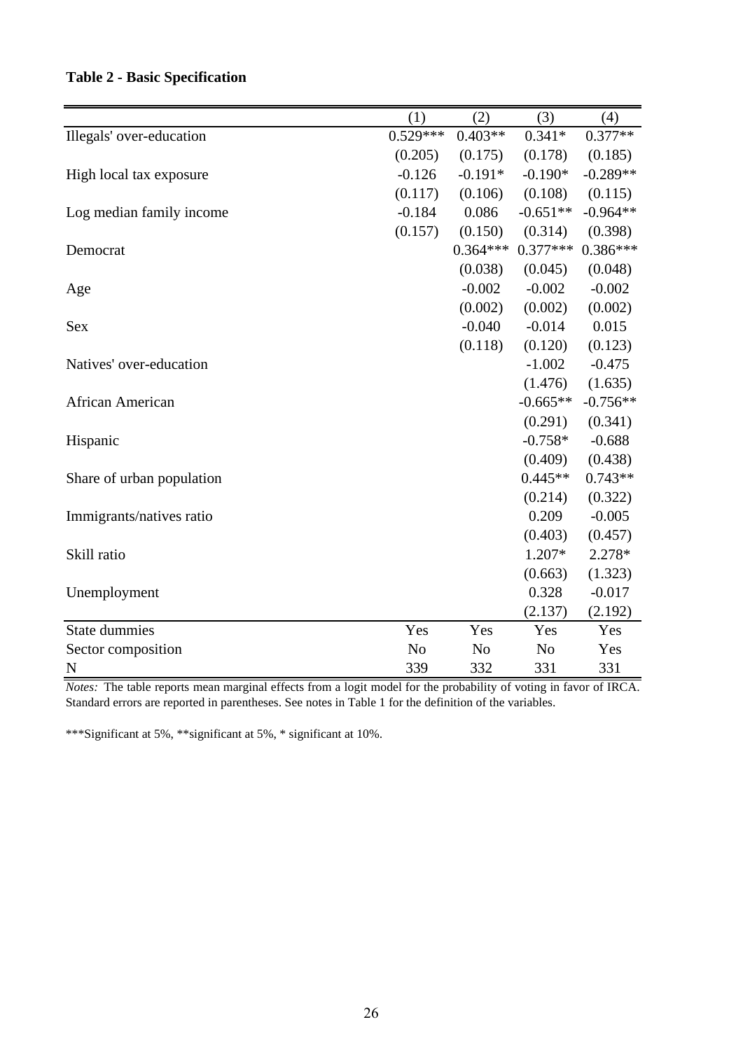**Table 2 - Basic Specification**

| | (1) | (2) | (3) | (4) |
|---|---|---|---|---|
| Illegals' over-education | 0.529*** | 0.403** | 0.341* | 0.377** |
| | (0.205) | (0.175) | (0.178) | (0.185) |
| High local tax exposure | -0.126 | -0.191* | -0.190* | -0.289** |
| | (0.117) | (0.106) | (0.108) | (0.115) |
| Log median family income | -0.184 | 0.086 | -0.651** | -0.964** |
| | (0.157) | (0.150) | (0.314) | (0.398) |
| Democrat | | 0.364*** | 0.377*** | 0.386*** |
| | | (0.038) | (0.045) | (0.048) |
| Age | | -0.002 | -0.002 | -0.002 |
| | | (0.002) | (0.002) | (0.002) |
| Sex | | -0.040 | -0.014 | 0.015 |
| | | (0.118) | (0.120) | (0.123) |
| Natives' over-education | | | -1.002 | -0.475 |
| | | | (1.476) | (1.635) |
| African American | | | -0.665** | -0.756** |
| | | | (0.291) | (0.341) |
| Hispanic | | | -0.758* | -0.688 |
| | | | (0.409) | (0.438) |
| Share of urban population | | | 0.445** | 0.743** |
| | | | (0.214) | (0.322) |
| Immigrants/natives ratio | | | 0.209 | -0.005 |
| | | | (0.403) | (0.457) |
| Skill ratio | | | 1.207* | 2.278* |
| | | | (0.663) | (1.323) |
| Unemployment | | | 0.328 | -0.017 |
| | | | (2.137) | (2.192) |
| State dummies | Yes | Yes | Yes | Yes |
| Sector composition | No | No | No | Yes |
| N | 339 | 332 | 331 | 331 |

*Notes:* The table reports mean marginal effects from a logit model for the probability of voting in favor of IRCA. Standard errors are reported in parentheses. See notes in Table 1 for the definition of the variables.

***Significant at 5%, **significant at 5%, * significant at 10%.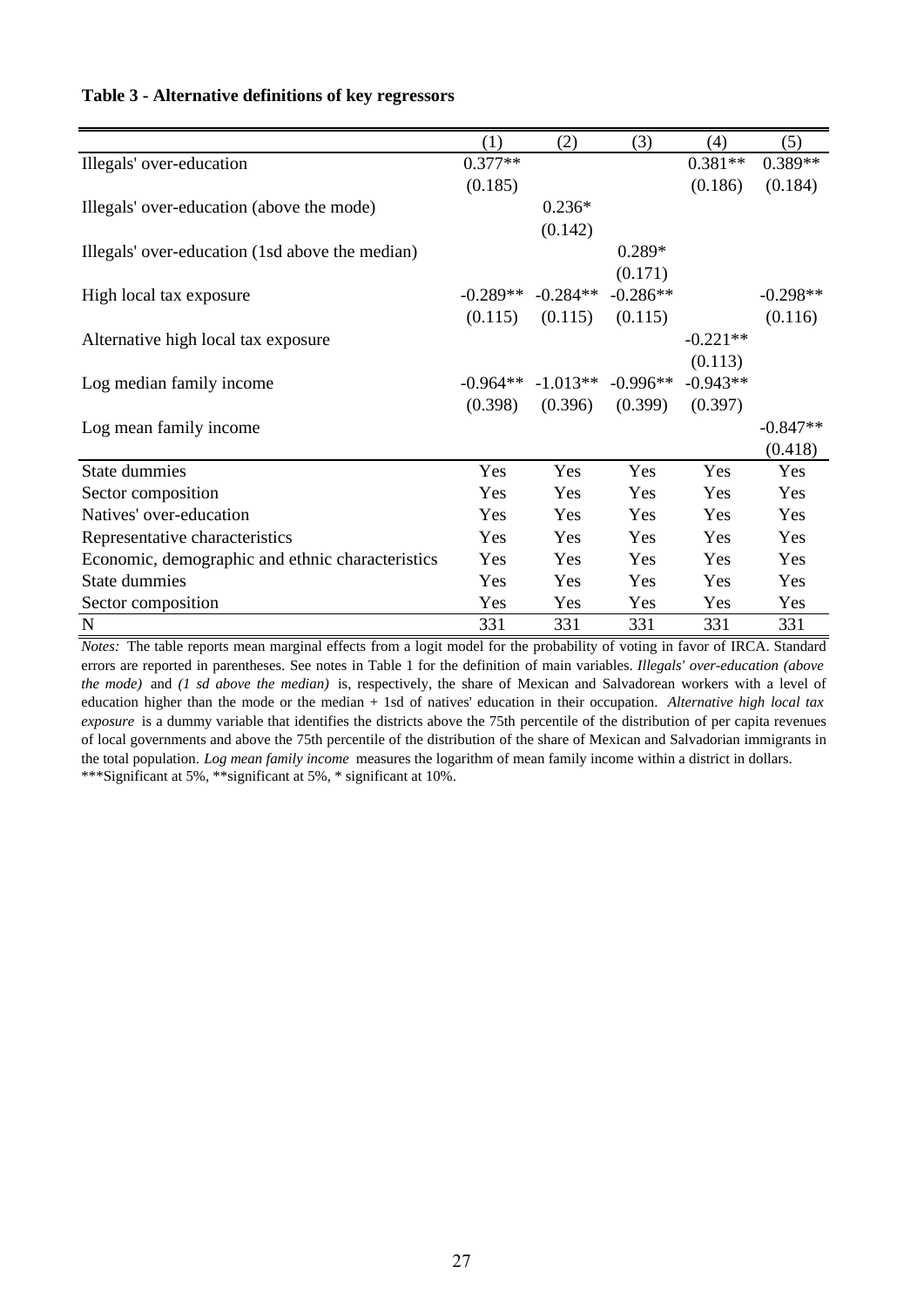**Table 3 - Alternative definitions of key regressors**

| | (1) | (2) | (3) | (4) | (5) |
|---|---|---|---|---|---|
| Illegals' over-education | 0.377** | | | 0.381** | 0.389** |
| | (0.185) | | | (0.186) | (0.184) |
| Illegals' over-education (above the mode) | | 0.236* | | | |
| | | (0.142) | | | |
| Illegals' over-education (1sd above the median) | | | 0.289* | | |
| | | | (0.171) | | |
| High local tax exposure | -0.289** | -0.284** | -0.286** | | -0.298** |
| | (0.115) | (0.115) | (0.115) | | (0.116) |
| Alternative high local tax exposure | | | | -0.221** | |
| | | | | (0.113) | |
| Log median family income | -0.964** | -1.013** | -0.996** | -0.943** | |
| | (0.398) | (0.396) | (0.399) | (0.397) | |
| Log mean family income | | | | | -0.847** |
| | | | | | (0.418) |
| State dummies | Yes | Yes | Yes | Yes | Yes |
| Sector composition | Yes | Yes | Yes | Yes | Yes |
| Natives' over-education | Yes | Yes | Yes | Yes | Yes |
| Representative characteristics | Yes | Yes | Yes | Yes | Yes |
| Economic, demographic and ethnic characteristics | Yes | Yes | Yes | Yes | Yes |
| State dummies | Yes | Yes | Yes | Yes | Yes |
| Sector composition | Yes | Yes | Yes | Yes | Yes |
| N | 331 | 331 | 331 | 331 | 331 |

*Notes:* The table reports mean marginal effects from a logit model for the probability of voting in favor of IRCA. Standard errors are reported in parentheses. See notes in Table 1 for the definition of main variables. *Illegals' over-education (above the mode)* and *(1 sd above the median)* is, respectively, the share of Mexican and Salvadorean workers with a level of education higher than the mode or the median + 1sd of natives' education in their occupation. *Alternative high local tax exposure* is a dummy variable that identifies the districts above the 75th percentile of the distribution of per capita revenues of local governments and above the 75th percentile of the distribution of the share of Mexican and Salvadorian immigrants in the total population. *Log mean family income* measures the logarithm of mean family income within a district in dollars.
***Significant at 5%, **significant at 5%, * significant at 10%.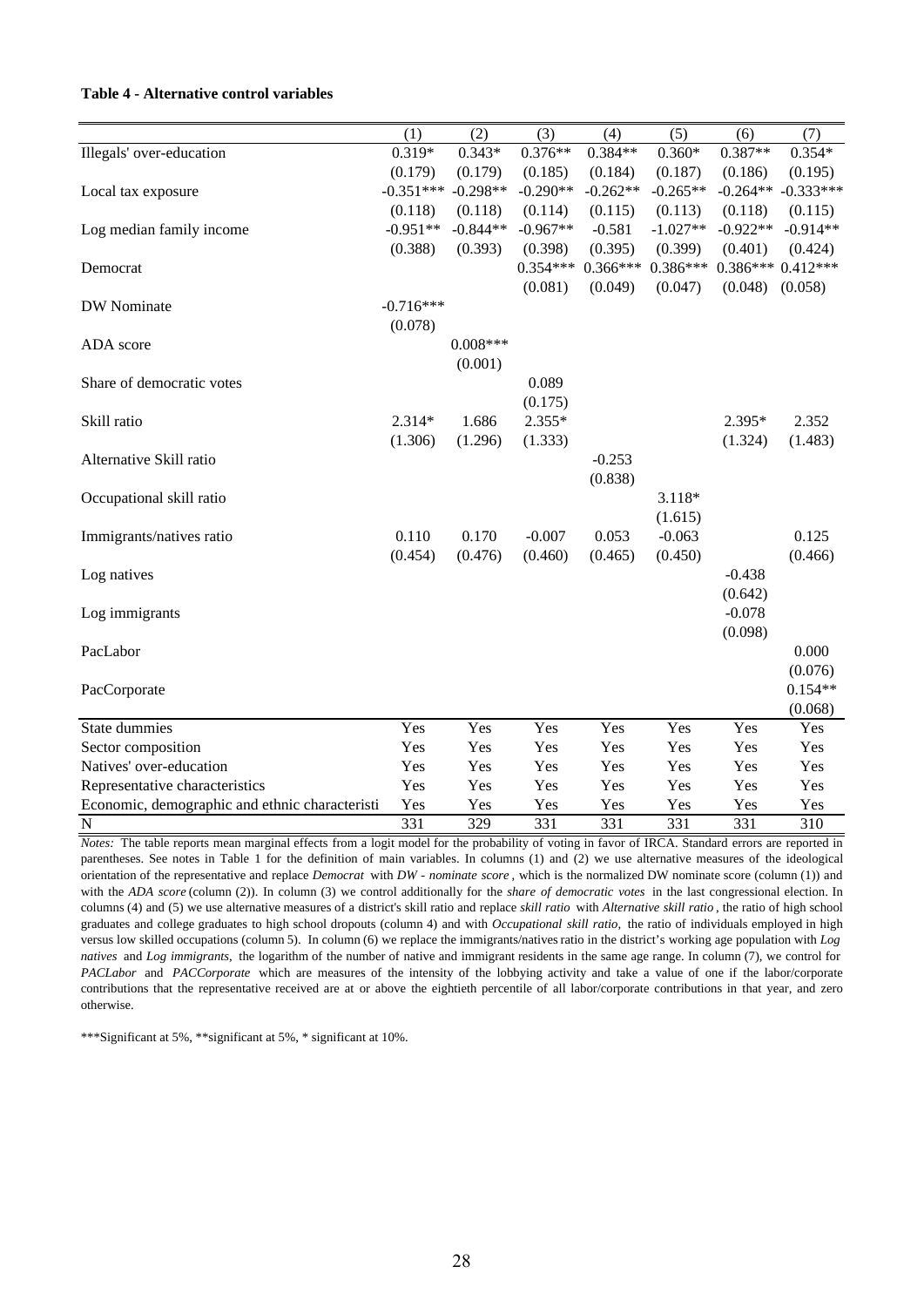**Table 4 - Alternative control variables**

| | (1) | (2) | (3) | (4) | (5) | (6) | (7) |
|---|---|---|---|---|---|---|---|
| Illegals' over-education | 0.319* | 0.343* | 0.376** | 0.384** | 0.360* | 0.387** | 0.354* |
| | (0.179) | (0.179) | (0.185) | (0.184) | (0.187) | (0.186) | (0.195) |
| Local tax exposure | -0.351*** | -0.298** | -0.290** | -0.262** | -0.265** | -0.264** | -0.333*** |
| | (0.118) | (0.118) | (0.114) | (0.115) | (0.113) | (0.118) | (0.115) |
| Log median family income | -0.951** | -0.844** | -0.967** | -0.581 | -1.027** | -0.922** | -0.914** |
| | (0.388) | (0.393) | (0.398) | (0.395) | (0.399) | (0.401) | (0.424) |
| Democrat | | | 0.354*** | 0.366*** | 0.386*** | 0.386*** | 0.412*** |
| | | | (0.081) | (0.049) | (0.047) | (0.048) | (0.058) |
| DW Nominate | -0.716*** | | | | | | |
| | (0.078) | | | | | | |
| ADA score | | 0.008*** | | | | | |
| | | (0.001) | | | | | |
| Share of democratic votes | | | 0.089 | | | | |
| | | | (0.175) | | | | |
| Skill ratio | 2.314* | 1.686 | 2.355* | | | 2.395* | 2.352 |
| | (1.306) | (1.296) | (1.333) | | | (1.324) | (1.483) |
| Alternative Skill ratio | | | | -0.253 | | | |
| | | | | (0.838) | | | |
| Occupational skill ratio | | | | | 3.118* | | |
| | | | | | (1.615) | | |
| Immigrants/natives ratio | 0.110 | 0.170 | -0.007 | 0.053 | -0.063 | | 0.125 |
| | (0.454) | (0.476) | (0.460) | (0.465) | (0.450) | | (0.466) |
| Log natives | | | | | | -0.438 | |
| | | | | | | (0.642) | |
| Log immigrants | | | | | | -0.078 | |
| | | | | | | (0.098) | |
| PacLabor | | | | | | | 0.000 |
| | | | | | | | (0.076) |
| PacCorporate | | | | | | | 0.154** |
| | | | | | | | (0.068) |
| State dummies | Yes | Yes | Yes | Yes | Yes | Yes | Yes |
| Sector composition | Yes | Yes | Yes | Yes | Yes | Yes | Yes |
| Natives' over-education | Yes | Yes | Yes | Yes | Yes | Yes | Yes |
| Representative characteristics | Yes | Yes | Yes | Yes | Yes | Yes | Yes |
| Economic, demographic and ethnic characteristi | Yes | Yes | Yes | Yes | Yes | Yes | Yes |
| N | 331 | 329 | 331 | 331 | 331 | 331 | 310 |

*Notes:* The table reports mean marginal effects from a logit model for the probability of voting in favor of IRCA. Standard errors are reported in parentheses. See notes in Table 1 for the definition of main variables. In columns (1) and (2) we use alternative measures of the ideological orientation of the representative and replace *Democrat* with *DW - nominate score*, which is the normalized DW nominate score (column (1)) and with the *ADA score* (column (2)). In column (3) we control additionally for the *share of democratic votes* in the last congressional election. In columns (4) and (5) we use alternative measures of a district's skill ratio and replace *skill ratio* with *Alternative skill ratio*, the ratio of high school graduates and college graduates to high school dropouts (column 4) and with *Occupational skill ratio,* the ratio of individuals employed in high versus low skilled occupations (column 5). In column (6) we replace the immigrants/natives ratio in the district's working age population with *Log natives* and *Log immigrants,* the logarithm of the number of native and immigrant residents in the same age range. In column (7), we control for *PACLabor* and *PACCorporate* which are measures of the intensity of the lobbying activity and take a value of one if the labor/corporate contributions that the representative received are at or above the eightieth percentile of all labor/corporate contributions in that year, and zero otherwise.

***Significant at 5%, **significant at 5%, * significant at 10%.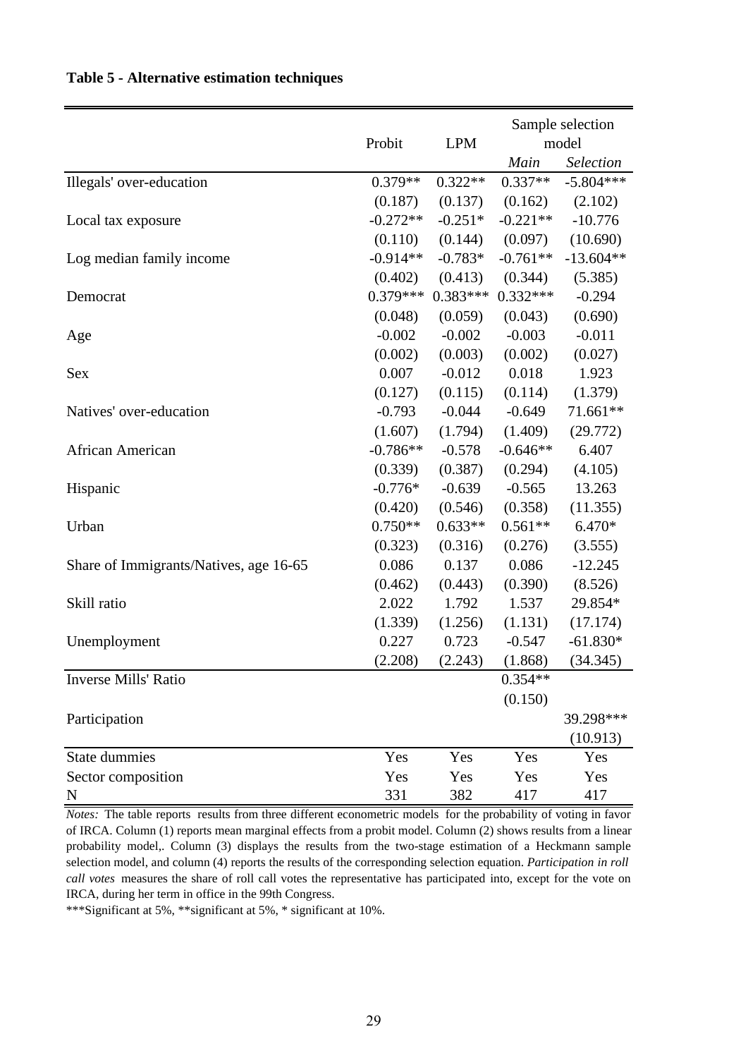**Table 5 - Alternative estimation techniques**

| | Probit | LPM | Sample selection model | |
|---|---|---|---|---|
| | | | *Main* | *Selection* |
| Illegals' over-education | 0.379** | 0.322** | 0.337** | -5.804*** |
| | (0.187) | (0.137) | (0.162) | (2.102) |
| Local tax exposure | -0.272** | -0.251* | -0.221** | -10.776 |
| | (0.110) | (0.144) | (0.097) | (10.690) |
| Log median family income | -0.914** | -0.783* | -0.761** | -13.604** |
| | (0.402) | (0.413) | (0.344) | (5.385) |
| Democrat | 0.379*** | 0.383*** | 0.332*** | -0.294 |
| | (0.048) | (0.059) | (0.043) | (0.690) |
| Age | -0.002 | -0.002 | -0.003 | -0.011 |
| | (0.002) | (0.003) | (0.002) | (0.027) |
| Sex | 0.007 | -0.012 | 0.018 | 1.923 |
| | (0.127) | (0.115) | (0.114) | (1.379) |
| Natives' over-education | -0.793 | -0.044 | -0.649 | 71.661** |
| | (1.607) | (1.794) | (1.409) | (29.772) |
| African American | -0.786** | -0.578 | -0.646** | 6.407 |
| | (0.339) | (0.387) | (0.294) | (4.105) |
| Hispanic | -0.776* | -0.639 | -0.565 | 13.263 |
| | (0.420) | (0.546) | (0.358) | (11.355) |
| Urban | 0.750** | 0.633** | 0.561** | 6.470* |
| | (0.323) | (0.316) | (0.276) | (3.555) |
| Share of Immigrants/Natives, age 16-65 | 0.086 | 0.137 | 0.086 | -12.245 |
| | (0.462) | (0.443) | (0.390) | (8.526) |
| Skill ratio | 2.022 | 1.792 | 1.537 | 29.854* |
| | (1.339) | (1.256) | (1.131) | (17.174) |
| Unemployment | 0.227 | 0.723 | -0.547 | -61.830* |
| | (2.208) | (2.243) | (1.868) | (34.345) |
| Inverse Mills' Ratio | | | 0.354** | |
| | | | (0.150) | |
| Participation | | | | 39.298*** |
| | | | | (10.913) |
| State dummies | Yes | Yes | Yes | Yes |
| Sector composition | Yes | Yes | Yes | Yes |
| N | 331 | 382 | 417 | 417 |

*Notes:* The table reports results from three different econometric models for the probability of voting in favor of IRCA. Column (1) reports mean marginal effects from a probit model. Column (2) shows results from a linear probability model,. Column (3) displays the results from the two-stage estimation of a Heckmann sample selection model, and column (4) reports the results of the corresponding selection equation. *Participation in roll call votes* measures the share of roll call votes the representative has participated into, except for the vote on IRCA, during her term in office in the 99th Congress.

***Significant at 5%, **significant at 5%, * significant at 10%.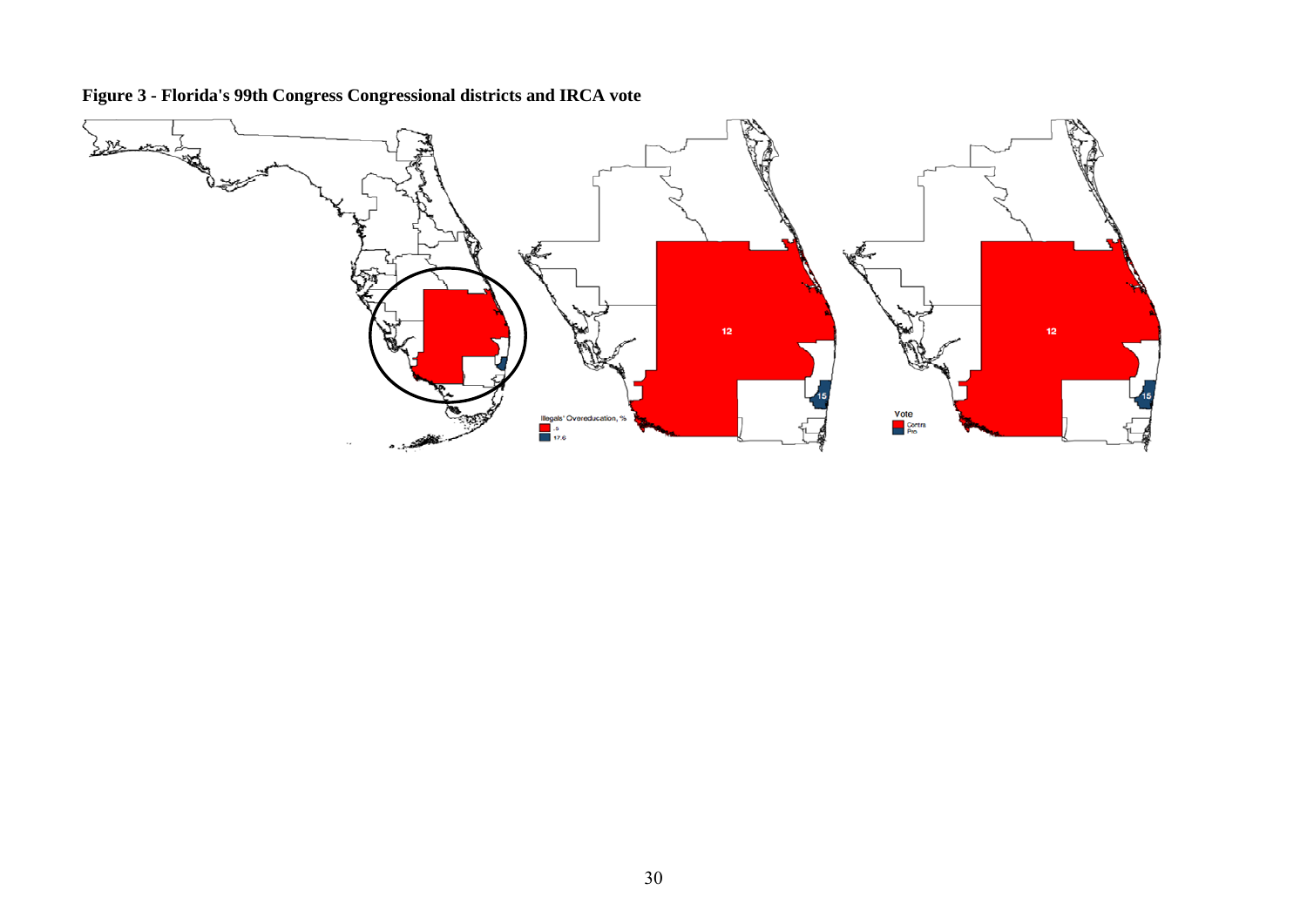**Figure 3 - Florida's 99th Congress Congressional districts and IRCA vote**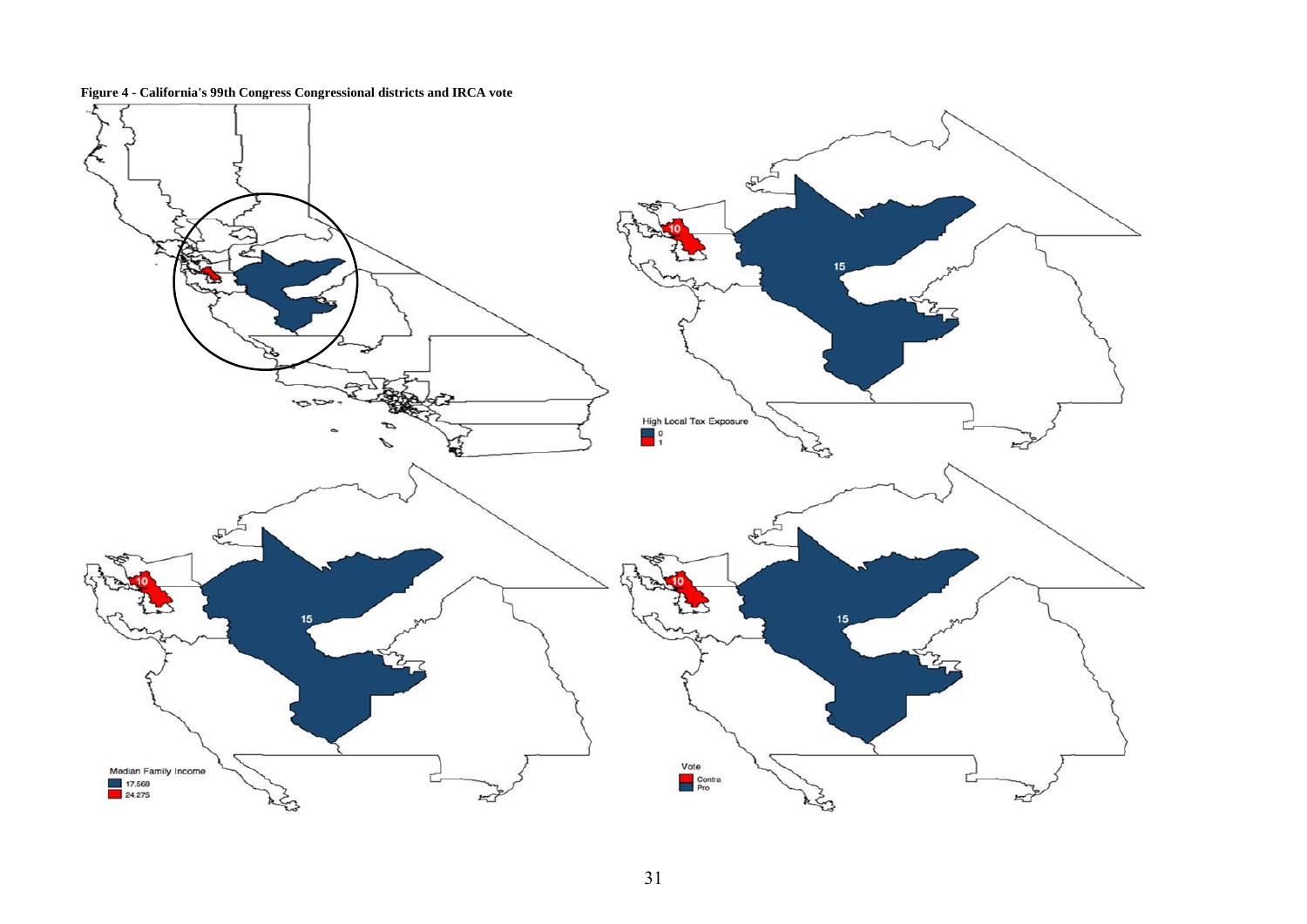**Figure 4 - California's 99th Congress Congressional districts and IRCA vote**

10

15

High Local Tax Exposure

0

1

Median Family Income

17.568

24.275

Vote

Contra

Pro